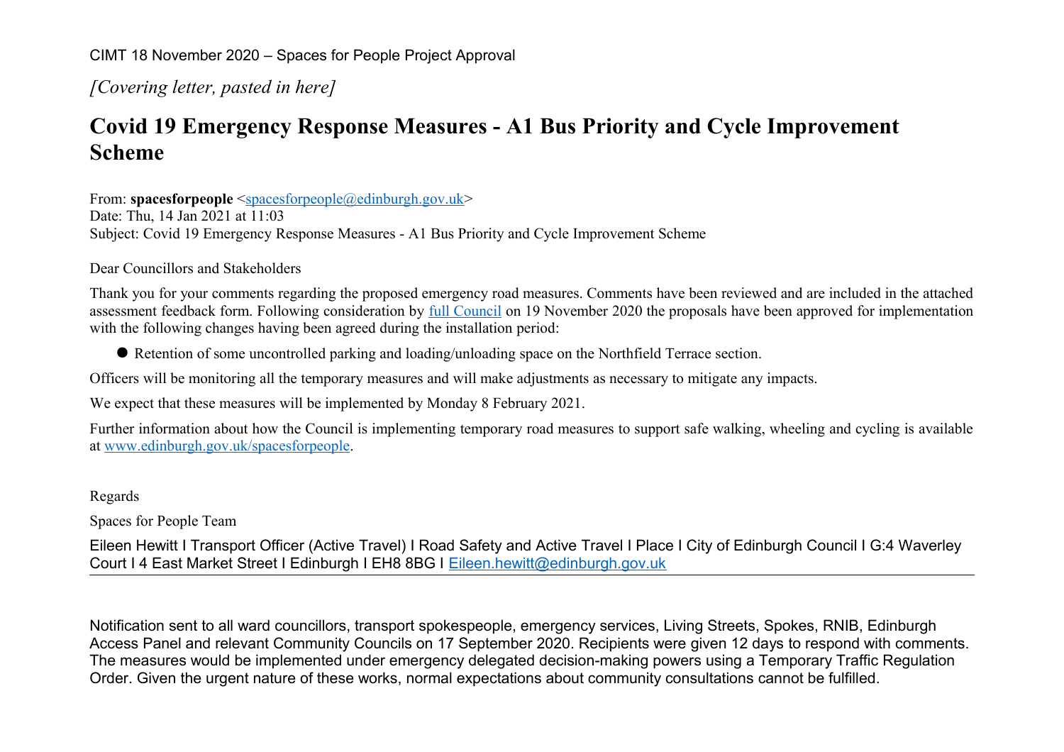CIMT 18 November 2020 – Spaces for People Project Approval

*[Covering letter, pasted in here]*

# Covid 19 Emergency Response Measures - A1 Bus Priority and Cycle Improvement Scheme

From: **spacesforpeople** <spacesforpeople@edinburgh.gov.uk>
Date: Thu, 14 Jan 2021 at 11:03
Subject: Covid 19 Emergency Response Measures - A1 Bus Priority and Cycle Improvement Scheme

Dear Councillors and Stakeholders

Thank you for your comments regarding the proposed emergency road measures. Comments have been reviewed and are included in the attached assessment feedback form. Following consideration by full Council on 19 November 2020 the proposals have been approved for implementation with the following changes having been agreed during the installation period:

- Retention of some uncontrolled parking and loading/unloading space on the Northfield Terrace section.

Officers will be monitoring all the temporary measures and will make adjustments as necessary to mitigate any impacts.

We expect that these measures will be implemented by Monday 8 February 2021.

Further information about how the Council is implementing temporary road measures to support safe walking, wheeling and cycling is available at www.edinburgh.gov.uk/spacesforpeople.

Regards

Spaces for People Team

Eileen Hewitt I Transport Officer (Active Travel) I Road Safety and Active Travel I Place I City of Edinburgh Council I G:4 Waverley Court I 4 East Market Street I Edinburgh I EH8 8BG I Eileen.hewitt@edinburgh.gov.uk

---

Notification sent to all ward councillors, transport spokespeople, emergency services, Living Streets, Spokes, RNIB, Edinburgh Access Panel and relevant Community Councils on 17 September 2020. Recipients were given 12 days to respond with comments. The measures would be implemented under emergency delegated decision-making powers using a Temporary Traffic Regulation Order. Given the urgent nature of these works, normal expectations about community consultations cannot be fulfilled.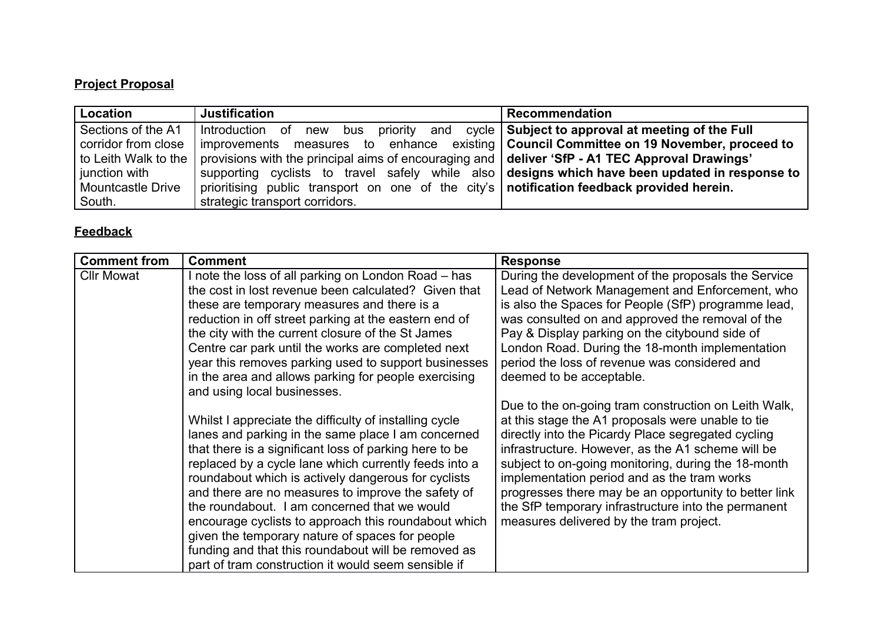**Project Proposal**

| Location | Justification | Recommendation |
|---|---|---|
| Sections of the A1 corridor from close to Leith Walk to the junction with Mountcastle Drive South. | Introduction of new bus priority and cycle improvements measures to enhance existing provisions with the principal aims of encouraging and supporting cyclists to travel safely while also prioritising public transport on one of the city's strategic transport corridors. | **Subject to approval at meeting of the Full Council Committee on 19 November, proceed to deliver 'SfP - A1 TEC Approval Drawings' designs which have been updated in response to notification feedback provided herein.** |

**Feedback**

| Comment from | Comment | Response |
|---|---|---|
| Cllr Mowat | I note the loss of all parking on London Road – has the cost in lost revenue been calculated? Given that these are temporary measures and there is a reduction in off street parking at the eastern end of the city with the current closure of the St James Centre car park until the works are completed next year this removes parking used to support businesses in the area and allows parking for people exercising and using local businesses.<br><br>Whilst I appreciate the difficulty of installing cycle lanes and parking in the same place I am concerned that there is a significant loss of parking here to be replaced by a cycle lane which currently feeds into a roundabout which is actively dangerous for cyclists and there are no measures to improve the safety of the roundabout. I am concerned that we would encourage cyclists to approach this roundabout which given the temporary nature of spaces for people funding and that this roundabout will be removed as part of tram construction it would seem sensible if | During the development of the proposals the Service Lead of Network Management and Enforcement, who is also the Spaces for People (SfP) programme lead, was consulted on and approved the removal of the Pay & Display parking on the citybound side of London Road. During the 18-month implementation period the loss of revenue was considered and deemed to be acceptable.<br><br>Due to the on-going tram construction on Leith Walk, at this stage the A1 proposals were unable to tie directly into the Picardy Place segregated cycling infrastructure. However, as the A1 scheme will be subject to on-going monitoring, during the 18-month implementation period and as the tram works progresses there may be an opportunity to better link the SfP temporary infrastructure into the permanent measures delivered by the tram project. |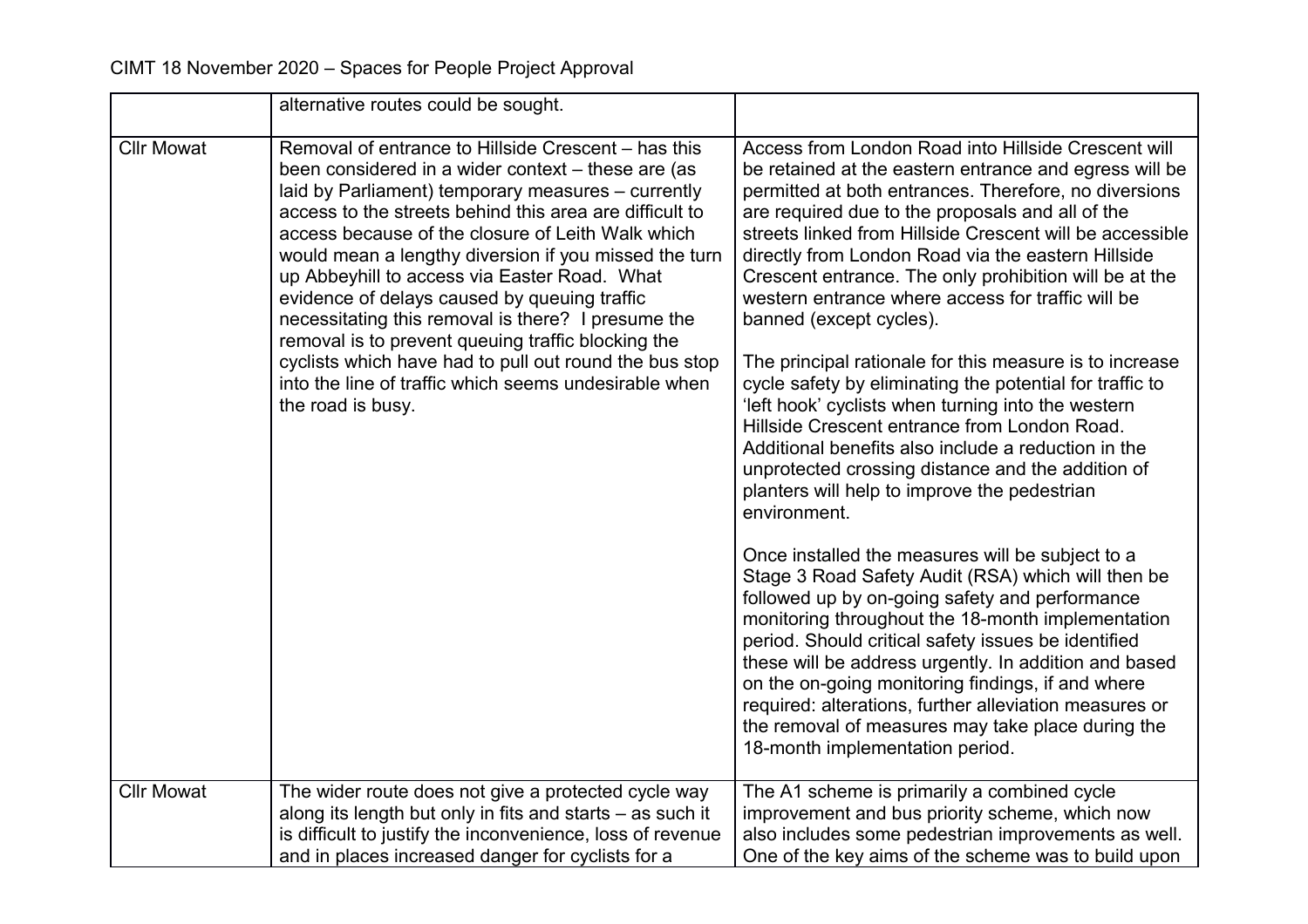| | | |
|---|---|---|
| | alternative routes could be sought. | |
| Cllr Mowat | Removal of entrance to Hillside Crescent – has this been considered in a wider context – these are (as laid by Parliament) temporary measures – currently access to the streets behind this area are difficult to access because of the closure of Leith Walk which would mean a lengthy diversion if you missed the turn up Abbeyhill to access via Easter Road. What evidence of delays caused by queuing traffic necessitating this removal is there? I presume the removal is to prevent queuing traffic blocking the cyclists which have had to pull out round the bus stop into the line of traffic which seems undesirable when the road is busy. | Access from London Road into Hillside Crescent will be retained at the eastern entrance and egress will be permitted at both entrances. Therefore, no diversions are required due to the proposals and all of the streets linked from Hillside Crescent will be accessible directly from London Road via the eastern Hillside Crescent entrance. The only prohibition will be at the western entrance where access for traffic will be banned (except cycles).<br><br>The principal rationale for this measure is to increase cycle safety by eliminating the potential for traffic to 'left hook' cyclists when turning into the western Hillside Crescent entrance from London Road. Additional benefits also include a reduction in the unprotected crossing distance and the addition of planters will help to improve the pedestrian environment.<br><br>Once installed the measures will be subject to a Stage 3 Road Safety Audit (RSA) which will then be followed up by on-going safety and performance monitoring throughout the 18-month implementation period. Should critical safety issues be identified these will be address urgently. In addition and based on the on-going monitoring findings, if and where required: alterations, further alleviation measures or the removal of measures may take place during the 18-month implementation period. |
| Cllr Mowat | The wider route does not give a protected cycle way along its length but only in fits and starts – as such it is difficult to justify the inconvenience, loss of revenue and in places increased danger for cyclists for a | The A1 scheme is primarily a combined cycle improvement and bus priority scheme, which now also includes some pedestrian improvements as well. One of the key aims of the scheme was to build upon |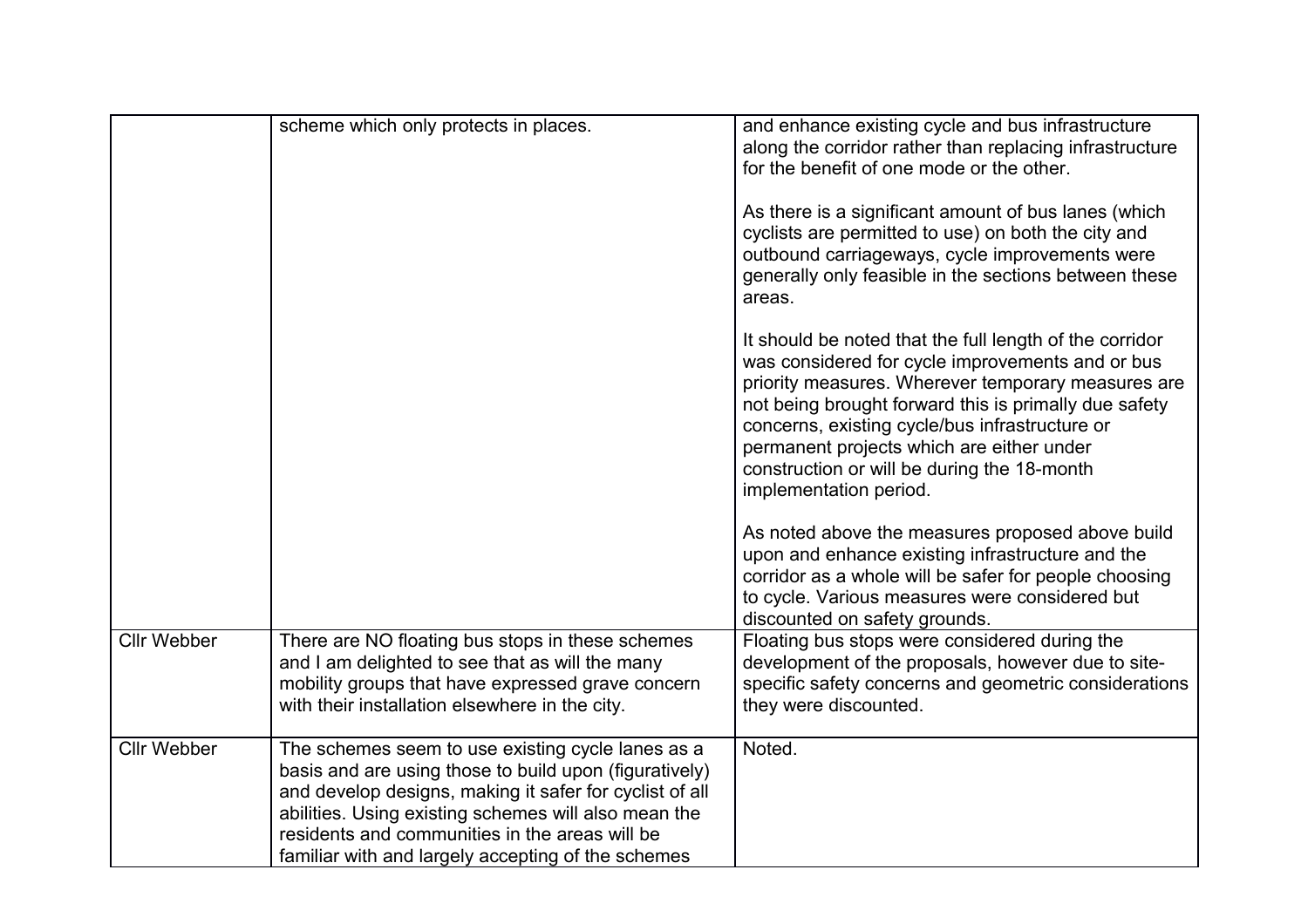| | | |
|---|---|---|
| | scheme which only protects in places. | and enhance existing cycle and bus infrastructure along the corridor rather than replacing infrastructure for the benefit of one mode or the other.<br><br>As there is a significant amount of bus lanes (which cyclists are permitted to use) on both the city and outbound carriageways, cycle improvements were generally only feasible in the sections between these areas.<br><br>It should be noted that the full length of the corridor was considered for cycle improvements and or bus priority measures. Wherever temporary measures are not being brought forward this is primally due safety concerns, existing cycle/bus infrastructure or permanent projects which are either under construction or will be during the 18-month implementation period.<br><br>As noted above the measures proposed above build upon and enhance existing infrastructure and the corridor as a whole will be safer for people choosing to cycle. Various measures were considered but discounted on safety grounds. |
| Cllr Webber | There are NO floating bus stops in these schemes and I am delighted to see that as will the many mobility groups that have expressed grave concern with their installation elsewhere in the city. | Floating bus stops were considered during the development of the proposals, however due to site-specific safety concerns and geometric considerations they were discounted. |
| Cllr Webber | The schemes seem to use existing cycle lanes as a basis and are using those to build upon (figuratively) and develop designs, making it safer for cyclist of all abilities. Using existing schemes will also mean the residents and communities in the areas will be familiar with and largely accepting of the schemes | Noted. |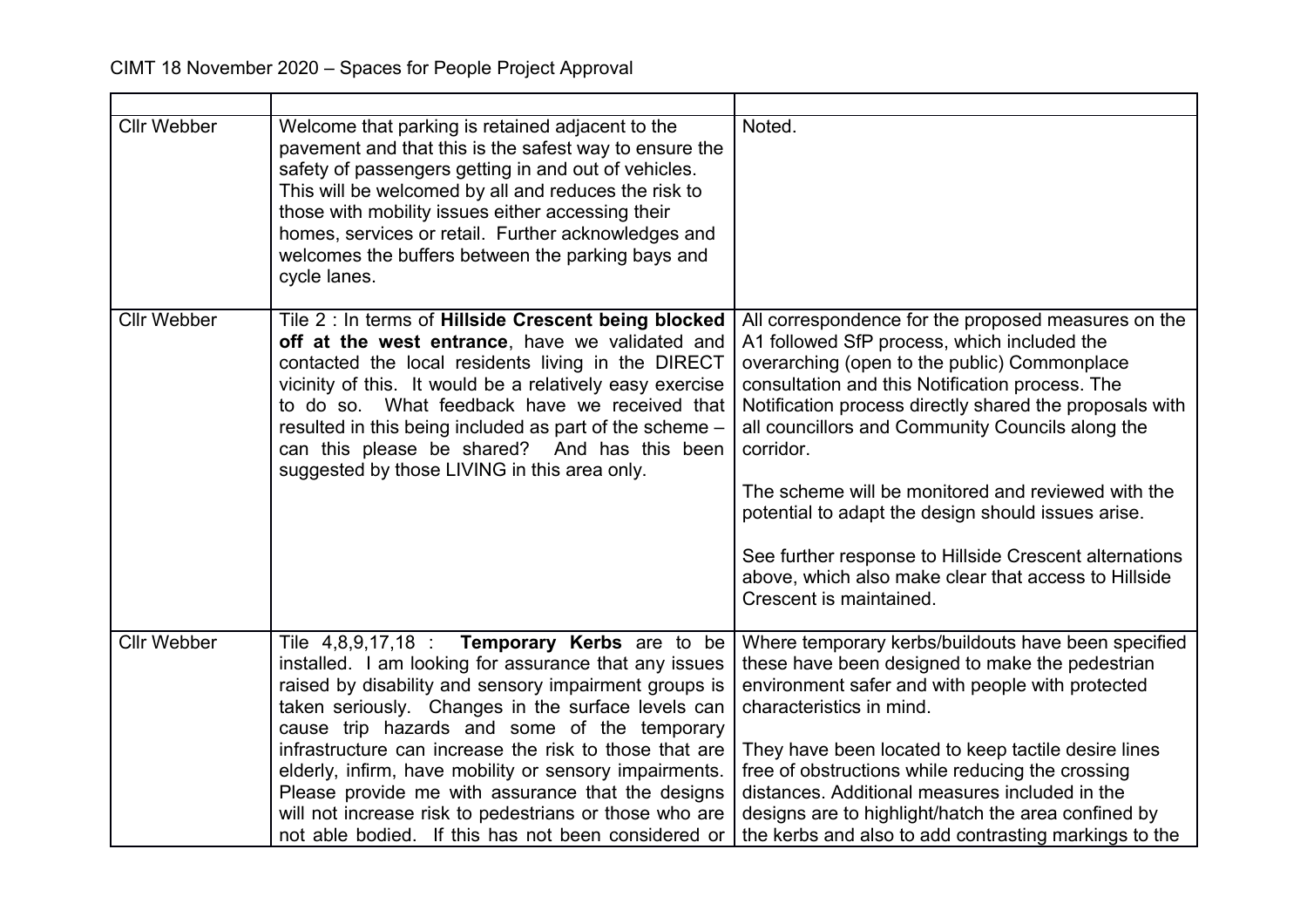| | | |
|---|---|---|
| Cllr Webber | Welcome that parking is retained adjacent to the pavement and that this is the safest way to ensure the safety of passengers getting in and out of vehicles. This will be welcomed by all and reduces the risk to those with mobility issues either accessing their homes, services or retail. Further acknowledges and welcomes the buffers between the parking bays and cycle lanes. | Noted. |
| Cllr Webber | Tile 2 : In terms of **Hillside Crescent being blocked off at the west entrance**, have we validated and contacted the local residents living in the DIRECT vicinity of this. It would be a relatively easy exercise to do so. What feedback have we received that resulted in this being included as part of the scheme – can this please be shared? And has this been suggested by those LIVING in this area only. | All correspondence for the proposed measures on the A1 followed SfP process, which included the overarching (open to the public) Commonplace consultation and this Notification process. The Notification process directly shared the proposals with all councillors and Community Councils along the corridor.<br><br>The scheme will be monitored and reviewed with the potential to adapt the design should issues arise.<br><br>See further response to Hillside Crescent alternations above, which also make clear that access to Hillside Crescent is maintained. |
| Cllr Webber | Tile 4,8,9,17,18 : **Temporary Kerbs** are to be installed. I am looking for assurance that any issues raised by disability and sensory impairment groups is taken seriously. Changes in the surface levels can cause trip hazards and some of the temporary infrastructure can increase the risk to those that are elderly, infirm, have mobility or sensory impairments. Please provide me with assurance that the designs will not increase risk to pedestrians or those who are not able bodied. If this has not been considered or | Where temporary kerbs/buildouts have been specified these have been designed to make the pedestrian environment safer and with people with protected characteristics in mind.<br><br>They have been located to keep tactile desire lines free of obstructions while reducing the crossing distances. Additional measures included in the designs are to highlight/hatch the area confined by the kerbs and also to add contrasting markings to the |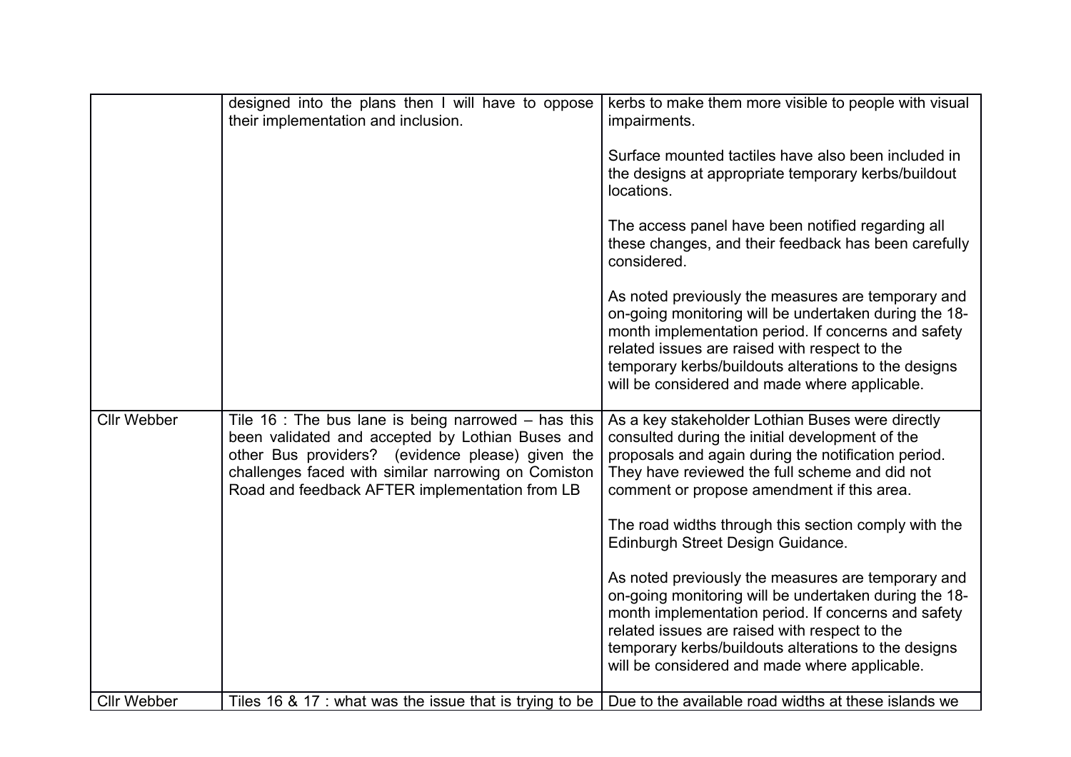|  |  |  |
| --- | --- | --- |
|  | designed into the plans then I will have to oppose their implementation and inclusion. | kerbs to make them more visible to people with visual impairments.<br><br>Surface mounted tactiles have also been included in the designs at appropriate temporary kerbs/buildout locations.<br><br>The access panel have been notified regarding all these changes, and their feedback has been carefully considered.<br><br>As noted previously the measures are temporary and on-going monitoring will be undertaken during the 18-month implementation period. If concerns and safety related issues are raised with respect to the temporary kerbs/buildouts alterations to the designs will be considered and made where applicable. |
| Cllr Webber | Tile 16 : The bus lane is being narrowed – has this been validated and accepted by Lothian Buses and other Bus providers? (evidence please) given the challenges faced with similar narrowing on Comiston Road and feedback AFTER implementation from LB | As a key stakeholder Lothian Buses were directly consulted during the initial development of the proposals and again during the notification period. They have reviewed the full scheme and did not comment or propose amendment if this area.<br><br>The road widths through this section comply with the Edinburgh Street Design Guidance.<br><br>As noted previously the measures are temporary and on-going monitoring will be undertaken during the 18-month implementation period. If concerns and safety related issues are raised with respect to the temporary kerbs/buildouts alterations to the designs will be considered and made where applicable. |
| Cllr Webber | Tiles 16 & 17 : what was the issue that is trying to be | Due to the available road widths at these islands we |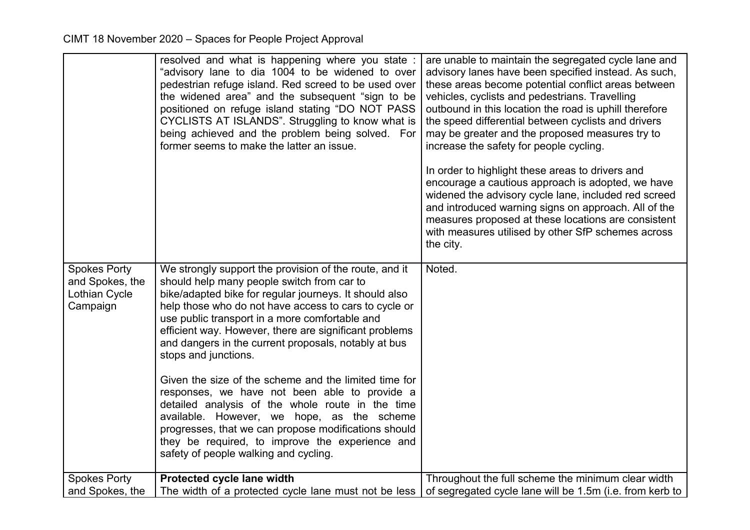| | | |
|---|---|---|
| | resolved and what is happening where you state : "advisory lane to dia 1004 to be widened to over pedestrian refuge island. Red screed to be used over the widened area" and the subsequent "sign to be positioned on refuge island stating "DO NOT PASS CYCLISTS AT ISLANDS". Struggling to know what is being achieved and the problem being solved. For former seems to make the latter an issue. | are unable to maintain the segregated cycle lane and advisory lanes have been specified instead. As such, these areas become potential conflict areas between vehicles, cyclists and pedestrians. Travelling outbound in this location the road is uphill therefore the speed differential between cyclists and drivers may be greater and the proposed measures try to increase the safety for people cycling.<br><br>In order to highlight these areas to drivers and encourage a cautious approach is adopted, we have widened the advisory cycle lane, included red screed and introduced warning signs on approach. All of the measures proposed at these locations are consistent with measures utilised by other SfP schemes across the city. |
| Spokes Porty and Spokes, the Lothian Cycle Campaign | We strongly support the provision of the route, and it should help many people switch from car to bike/adapted bike for regular journeys. It should also help those who do not have access to cars to cycle or use public transport in a more comfortable and efficient way. However, there are significant problems and dangers in the current proposals, notably at bus stops and junctions.<br><br>Given the size of the scheme and the limited time for responses, we have not been able to provide a detailed analysis of the whole route in the time available. However, we hope, as the scheme progresses, that we can propose modifications should they be required, to improve the experience and safety of people walking and cycling. | Noted. |
| Spokes Porty and Spokes, the | **Protected cycle lane width**<br>The width of a protected cycle lane must not be less | Throughout the full scheme the minimum clear width of segregated cycle lane will be 1.5m (i.e. from kerb to |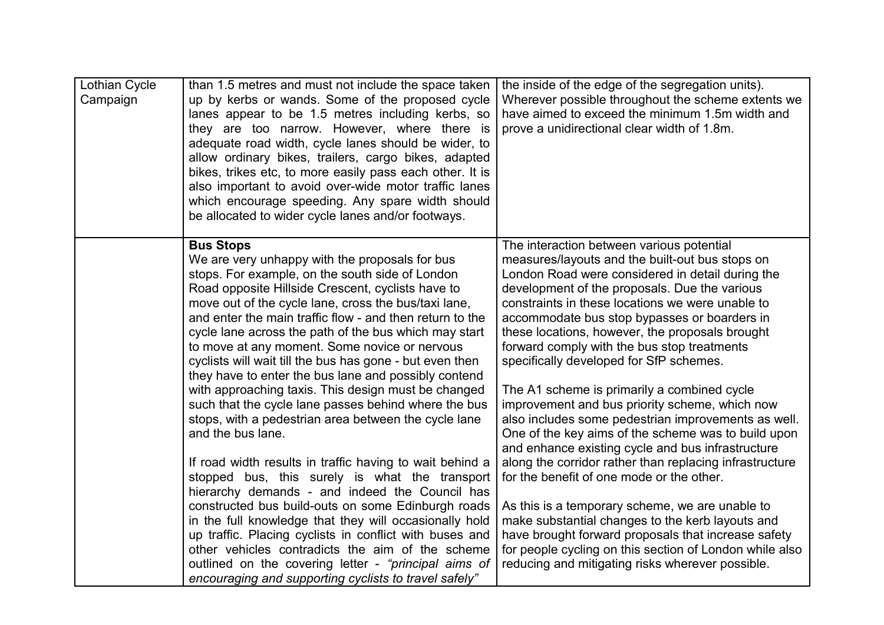| | | |
|---|---|---|
| Lothian Cycle Campaign | than 1.5 metres and must not include the space taken up by kerbs or wands. Some of the proposed cycle lanes appear to be 1.5 metres including kerbs, so they are too narrow. However, where there is adequate road width, cycle lanes should be wider, to allow ordinary bikes, trailers, cargo bikes, adapted bikes, trikes etc, to more easily pass each other. It is also important to avoid over-wide motor traffic lanes which encourage speeding. Any spare width should be allocated to wider cycle lanes and/or footways. | the inside of the edge of the segregation units). Wherever possible throughout the scheme extents we have aimed to exceed the minimum 1.5m width and prove a unidirectional clear width of 1.8m. |
| | **Bus Stops**<br>We are very unhappy with the proposals for bus stops. For example, on the south side of London Road opposite Hillside Crescent, cyclists have to move out of the cycle lane, cross the bus/taxi lane, and enter the main traffic flow - and then return to the cycle lane across the path of the bus which may start to move at any moment. Some novice or nervous cyclists will wait till the bus has gone - but even then they have to enter the bus lane and possibly contend with approaching taxis. This design must be changed such that the cycle lane passes behind where the bus stops, with a pedestrian area between the cycle lane and the bus lane.<br><br>If road width results in traffic having to wait behind a stopped bus, this surely is what the transport hierarchy demands - and indeed the Council has constructed bus build-outs on some Edinburgh roads in the full knowledge that they will occasionally hold up traffic. Placing cyclists in conflict with buses and other vehicles contradicts the aim of the scheme outlined on the covering letter - *"principal aims of encouraging and supporting cyclists to travel safely"* | The interaction between various potential measures/layouts and the built-out bus stops on London Road were considered in detail during the development of the proposals. Due the various constraints in these locations we were unable to accommodate bus stop bypasses or boarders in these locations, however, the proposals brought forward comply with the bus stop treatments specifically developed for SfP schemes.<br><br>The A1 scheme is primarily a combined cycle improvement and bus priority scheme, which now also includes some pedestrian improvements as well. One of the key aims of the scheme was to build upon and enhance existing cycle and bus infrastructure along the corridor rather than replacing infrastructure for the benefit of one mode or the other.<br><br>As this is a temporary scheme, we are unable to make substantial changes to the kerb layouts and have brought forward proposals that increase safety for people cycling on this section of London while also reducing and mitigating risks wherever possible. |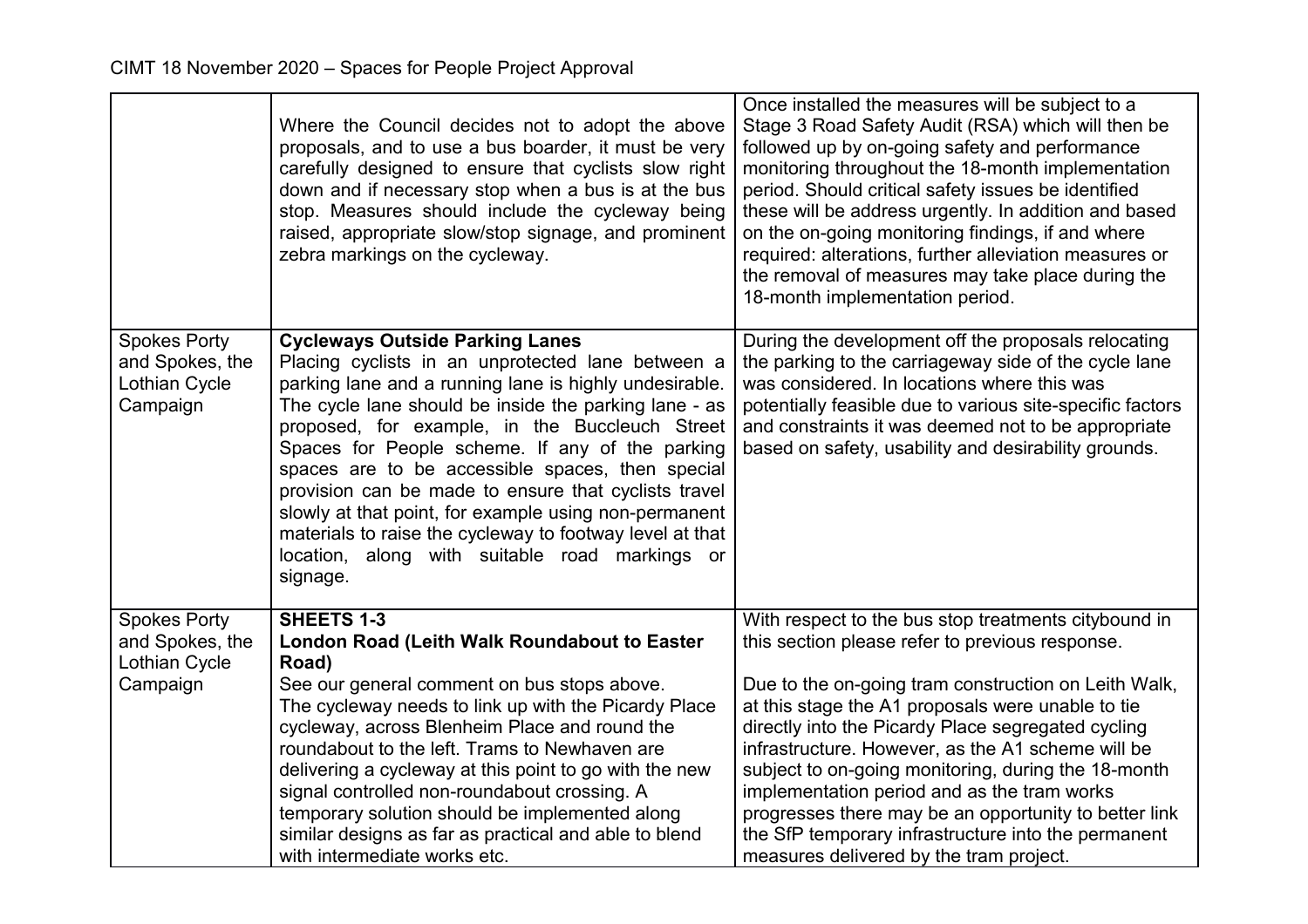| | | |
|---|---|---|
| | Where the Council decides not to adopt the above proposals, and to use a bus boarder, it must be very carefully designed to ensure that cyclists slow right down and if necessary stop when a bus is at the bus stop. Measures should include the cycleway being raised, appropriate slow/stop signage, and prominent zebra markings on the cycleway. | Once installed the measures will be subject to a Stage 3 Road Safety Audit (RSA) which will then be followed up by on-going safety and performance monitoring throughout the 18-month implementation period. Should critical safety issues be identified these will be address urgently. In addition and based on the on-going monitoring findings, if and where required: alterations, further alleviation measures or the removal of measures may take place during the 18-month implementation period. |
| Spokes Porty and Spokes, the Lothian Cycle Campaign | **Cycleways Outside Parking Lanes**<br>Placing cyclists in an unprotected lane between a parking lane and a running lane is highly undesirable. The cycle lane should be inside the parking lane - as proposed, for example, in the Buccleuch Street Spaces for People scheme. If any of the parking spaces are to be accessible spaces, then special provision can be made to ensure that cyclists travel slowly at that point, for example using non-permanent materials to raise the cycleway to footway level at that location, along with suitable road markings or signage. | During the development off the proposals relocating the parking to the carriageway side of the cycle lane was considered. In locations where this was potentially feasible due to various site-specific factors and constraints it was deemed not to be appropriate based on safety, usability and desirability grounds. |
| Spokes Porty and Spokes, the Lothian Cycle Campaign | **SHEETS 1-3**<br>**London Road (Leith Walk Roundabout to Easter Road)**<br>See our general comment on bus stops above.<br>The cycleway needs to link up with the Picardy Place cycleway, across Blenheim Place and round the roundabout to the left. Trams to Newhaven are delivering a cycleway at this point to go with the new signal controlled non-roundabout crossing. A temporary solution should be implemented along similar designs as far as practical and able to blend with intermediate works etc. | With respect to the bus stop treatments citybound in this section please refer to previous response.<br><br>Due to the on-going tram construction on Leith Walk, at this stage the A1 proposals were unable to tie directly into the Picardy Place segregated cycling infrastructure. However, as the A1 scheme will be subject to on-going monitoring, during the 18-month implementation period and as the tram works progresses there may be an opportunity to better link the SfP temporary infrastructure into the permanent measures delivered by the tram project. |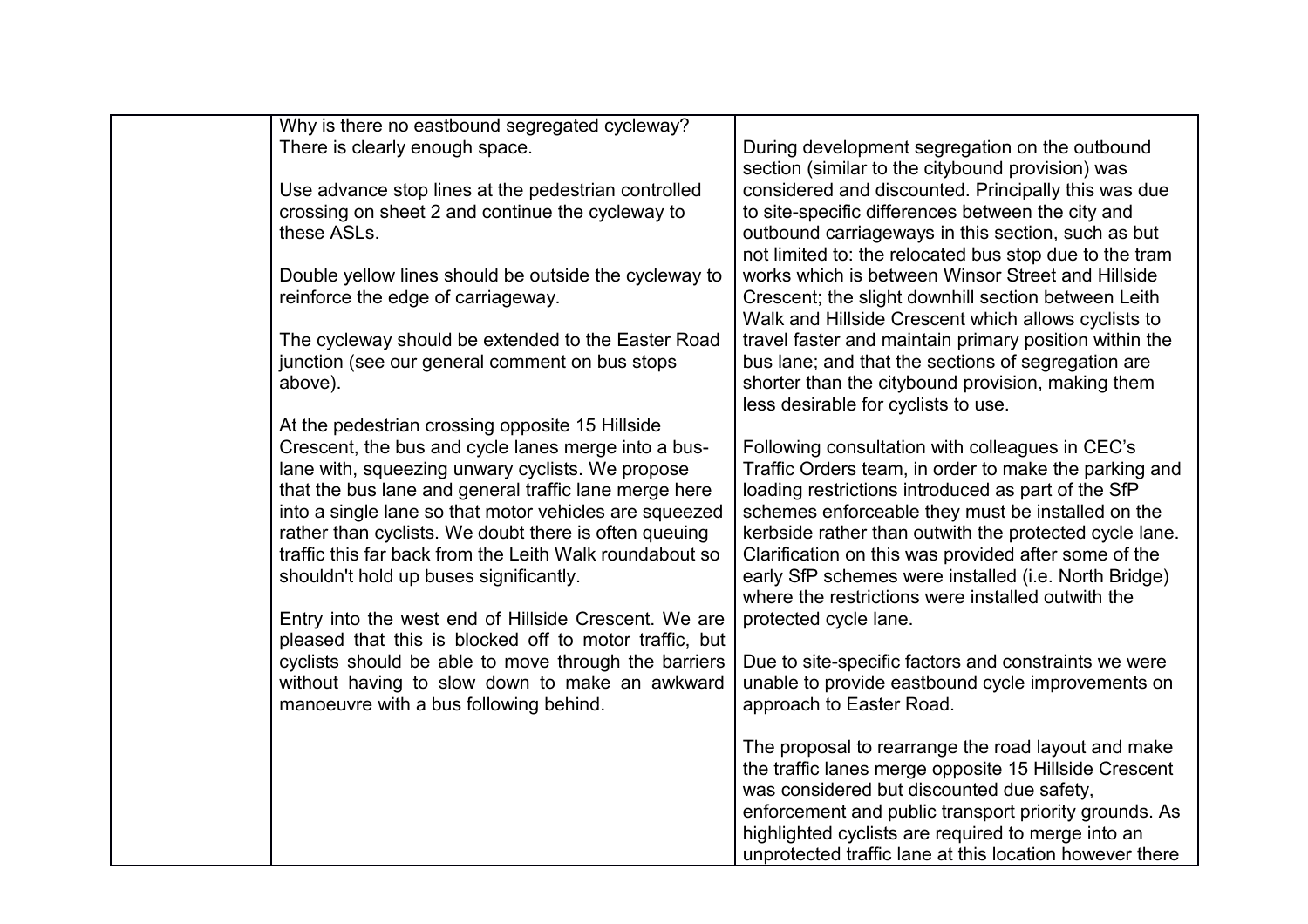|  | Why is there no eastbound segregated cycleway? There is clearly enough space.<br><br>Use advance stop lines at the pedestrian controlled crossing on sheet 2 and continue the cycleway to these ASLs.<br><br>Double yellow lines should be outside the cycleway to reinforce the edge of carriageway.<br><br>The cycleway should be extended to the Easter Road junction (see our general comment on bus stops above).<br><br>At the pedestrian crossing opposite 15 Hillside Crescent, the bus and cycle lanes merge into a bus-lane with, squeezing unwary cyclists. We propose that the bus lane and general traffic lane merge here into a single lane so that motor vehicles are squeezed rather than cyclists. We doubt there is often queuing traffic this far back from the Leith Walk roundabout so shouldn't hold up buses significantly.<br><br>Entry into the west end of Hillside Crescent. We are pleased that this is blocked off to motor traffic, but cyclists should be able to move through the barriers without having to slow down to make an awkward manoeuvre with a bus following behind. | During development segregation on the outbound section (similar to the citybound provision) was considered and discounted. Principally this was due to site-specific differences between the city and outbound carriageways in this section, such as but not limited to: the relocated bus stop due to the tram works which is between Winsor Street and Hillside Crescent; the slight downhill section between Leith Walk and Hillside Crescent which allows cyclists to travel faster and maintain primary position within the bus lane; and that the sections of segregation are shorter than the citybound provision, making them less desirable for cyclists to use.<br><br>Following consultation with colleagues in CEC's Traffic Orders team, in order to make the parking and loading restrictions introduced as part of the SfP schemes enforceable they must be installed on the kerbside rather than outwith the protected cycle lane. Clarification on this was provided after some of the early SfP schemes were installed (i.e. North Bridge) where the restrictions were installed outwith the protected cycle lane.<br><br>Due to site-specific factors and constraints we were unable to provide eastbound cycle improvements on approach to Easter Road.<br><br>The proposal to rearrange the road layout and make the traffic lanes merge opposite 15 Hillside Crescent was considered but discounted due safety, enforcement and public transport priority grounds. As highlighted cyclists are required to merge into an unprotected traffic lane at this location however there |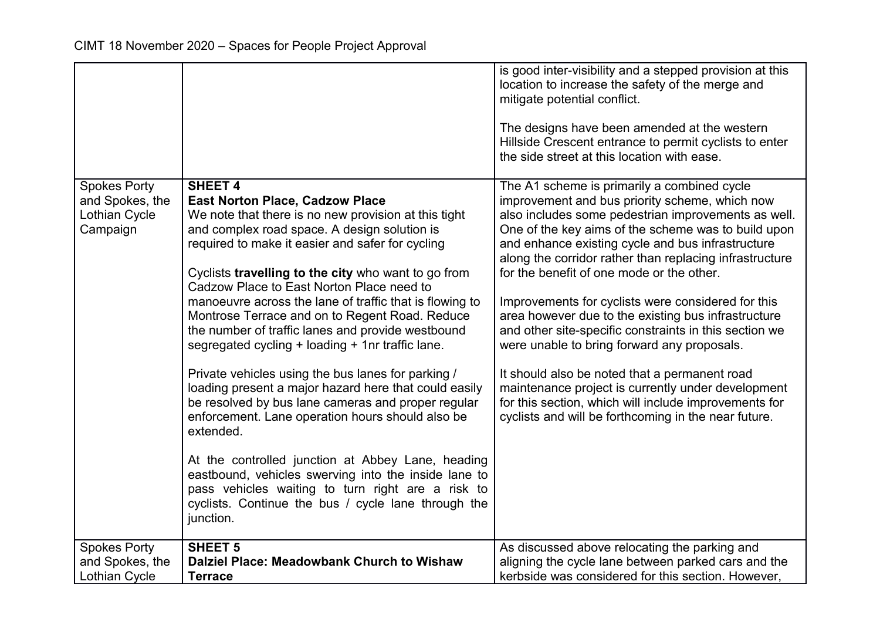| | | |
|---|---|---|
| | | is good inter-visibility and a stepped provision at this location to increase the safety of the merge and mitigate potential conflict.<br><br>The designs have been amended at the western Hillside Crescent entrance to permit cyclists to enter the side street at this location with ease. |
| Spokes Porty and Spokes, the Lothian Cycle Campaign | **SHEET 4**<br>**East Norton Place, Cadzow Place**<br>We note that there is no new provision at this tight and complex road space. A design solution is required to make it easier and safer for cycling<br><br>Cyclists **travelling to the city** who want to go from Cadzow Place to East Norton Place need to manoeuvre across the lane of traffic that is flowing to Montrose Terrace and on to Regent Road. Reduce the number of traffic lanes and provide westbound segregated cycling + loading + 1nr traffic lane.<br><br>Private vehicles using the bus lanes for parking / loading present a major hazard here that could easily be resolved by bus lane cameras and proper regular enforcement. Lane operation hours should also be extended.<br><br>At the controlled junction at Abbey Lane, heading eastbound, vehicles swerving into the inside lane to pass vehicles waiting to turn right are a risk to cyclists. Continue the bus / cycle lane through the junction. | The A1 scheme is primarily a combined cycle improvement and bus priority scheme, which now also includes some pedestrian improvements as well. One of the key aims of the scheme was to build upon and enhance existing cycle and bus infrastructure along the corridor rather than replacing infrastructure for the benefit of one mode or the other.<br><br>Improvements for cyclists were considered for this area however due to the existing bus infrastructure and other site-specific constraints in this section we were unable to bring forward any proposals.<br><br>It should also be noted that a permanent road maintenance project is currently under development for this section, which will include improvements for cyclists and will be forthcoming in the near future. |
| Spokes Porty and Spokes, the Lothian Cycle | **SHEET 5**<br>**Dalziel Place: Meadowbank Church to Wishaw Terrace** | As discussed above relocating the parking and aligning the cycle lane between parked cars and the kerbside was considered for this section. However, |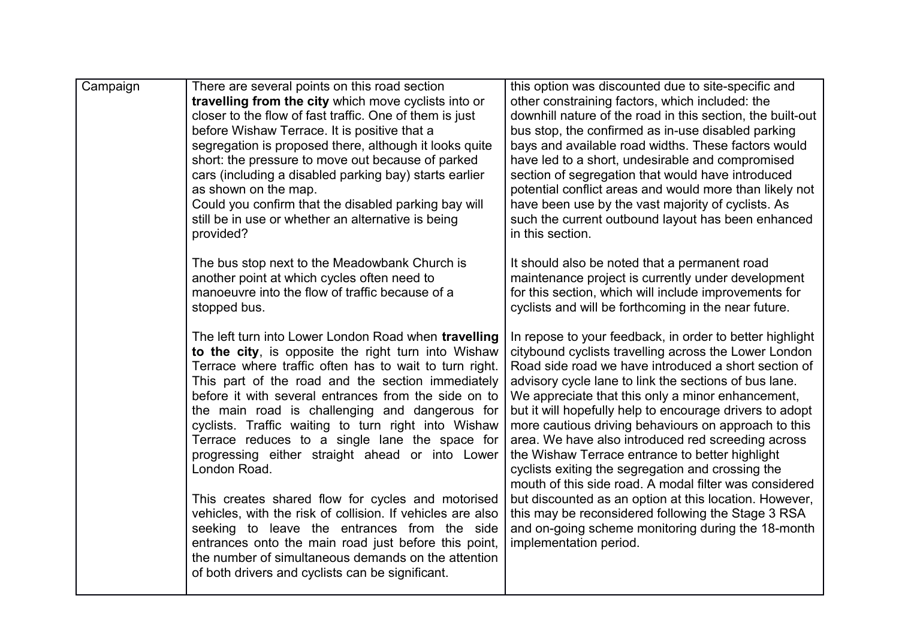| Campaign | There are several points on this road section **travelling from the city** which move cyclists into or closer to the flow of fast traffic. One of them is just before Wishaw Terrace. It is positive that a segregation is proposed there, although it looks quite short: the pressure to move out because of parked cars (including a disabled parking bay) starts earlier as shown on the map.<br>Could you confirm that the disabled parking bay will still be in use or whether an alternative is being provided?<br><br>The bus stop next to the Meadowbank Church is another point at which cycles often need to manoeuvre into the flow of traffic because of a stopped bus.<br><br>The left turn into Lower London Road when **travelling to the city**, is opposite the right turn into Wishaw Terrace where traffic often has to wait to turn right. This part of the road and the section immediately before it with several entrances from the side on to the main road is challenging and dangerous for cyclists. Traffic waiting to turn right into Wishaw Terrace reduces to a single lane the space for progressing either straight ahead or into Lower London Road.<br><br>This creates shared flow for cycles and motorised vehicles, with the risk of collision. If vehicles are also seeking to leave the entrances from the side entrances onto the main road just before this point, the number of simultaneous demands on the attention of both drivers and cyclists can be significant. | this option was discounted due to site-specific and other constraining factors, which included: the downhill nature of the road in this section, the built-out bus stop, the confirmed as in-use disabled parking bays and available road widths. These factors would have led to a short, undesirable and compromised section of segregation that would have introduced potential conflict areas and would more than likely not have been use by the vast majority of cyclists. As such the current outbound layout has been enhanced in this section.<br><br>It should also be noted that a permanent road maintenance project is currently under development for this section, which will include improvements for cyclists and will be forthcoming in the near future.<br><br>In repose to your feedback, in order to better highlight citybound cyclists travelling across the Lower London Road side road we have introduced a short section of advisory cycle lane to link the sections of bus lane. We appreciate that this only a minor enhancement, but it will hopefully help to encourage drivers to adopt more cautious driving behaviours on approach to this area. We have also introduced red screeding across the Wishaw Terrace entrance to better highlight cyclists exiting the segregation and crossing the mouth of this side road. A modal filter was considered but discounted as an option at this location. However, this may be reconsidered following the Stage 3 RSA and on-going scheme monitoring during the 18-month implementation period. |
|---|---|---|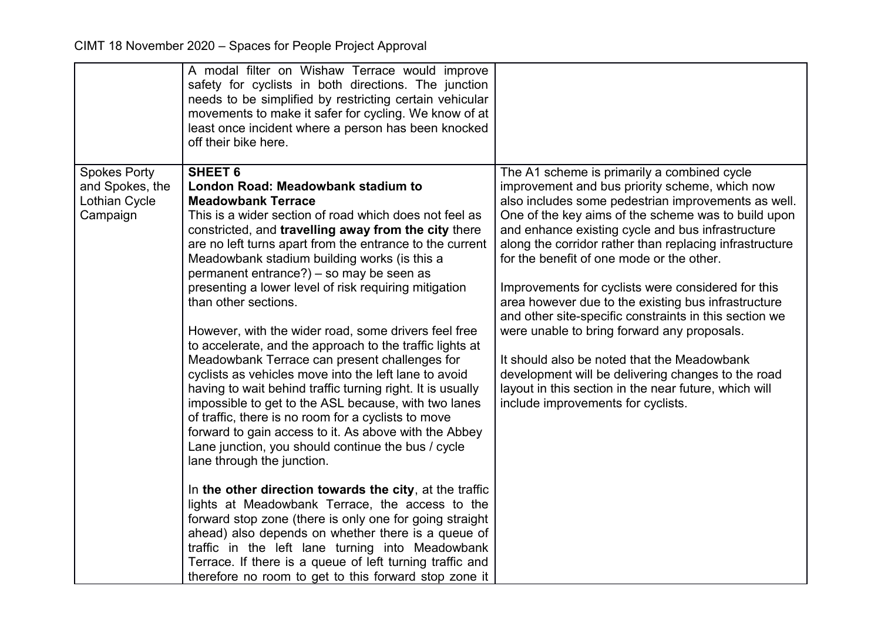| | | |
|---|---|---|
| | A modal filter on Wishaw Terrace would improve safety for cyclists in both directions. The junction needs to be simplified by restricting certain vehicular movements to make it safer for cycling. We know of at least once incident where a person has been knocked off their bike here. | |
| Spokes Porty and Spokes, the Lothian Cycle Campaign | **SHEET 6**<br>**London Road: Meadowbank stadium to Meadowbank Terrace**<br>This is a wider section of road which does not feel as constricted, and **travelling away from the city** there are no left turns apart from the entrance to the current Meadowbank stadium building works (is this a permanent entrance?) – so may be seen as presenting a lower level of risk requiring mitigation than other sections.<br><br>However, with the wider road, some drivers feel free to accelerate, and the approach to the traffic lights at Meadowbank Terrace can present challenges for cyclists as vehicles move into the left lane to avoid having to wait behind traffic turning right. It is usually impossible to get to the ASL because, with two lanes of traffic, there is no room for a cyclists to move forward to gain access to it. As above with the Abbey Lane junction, you should continue the bus / cycle lane through the junction.<br><br>In **the other direction towards the city**, at the traffic lights at Meadowbank Terrace, the access to the forward stop zone (there is only one for going straight ahead) also depends on whether there is a queue of traffic in the left lane turning into Meadowbank Terrace. If there is a queue of left turning traffic and therefore no room to get to this forward stop zone it | The A1 scheme is primarily a combined cycle improvement and bus priority scheme, which now also includes some pedestrian improvements as well. One of the key aims of the scheme was to build upon and enhance existing cycle and bus infrastructure along the corridor rather than replacing infrastructure for the benefit of one mode or the other.<br><br>Improvements for cyclists were considered for this area however due to the existing bus infrastructure and other site-specific constraints in this section we were unable to bring forward any proposals.<br><br>It should also be noted that the Meadowbank development will be delivering changes to the road layout in this section in the near future, which will include improvements for cyclists. |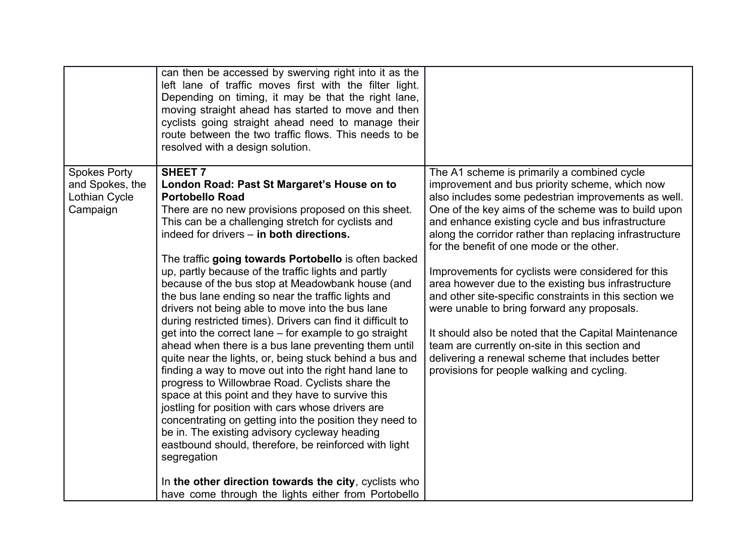| | | |
|---|---|---|
| | can then be accessed by swerving right into it as the left lane of traffic moves first with the filter light. Depending on timing, it may be that the right lane, moving straight ahead has started to move and then cyclists going straight ahead need to manage their route between the two traffic flows. This needs to be resolved with a design solution. | |
| Spokes Porty and Spokes, the Lothian Cycle Campaign | **SHEET 7**<br>**London Road: Past St Margaret's House on to Portobello Road**<br>There are no new provisions proposed on this sheet. This can be a challenging stretch for cyclists and indeed for drivers – **in both directions.**<br><br>The traffic **going towards Portobello** is often backed up, partly because of the traffic lights and partly because of the bus stop at Meadowbank house (and the bus lane ending so near the traffic lights and drivers not being able to move into the bus lane during restricted times). Drivers can find it difficult to get into the correct lane – for example to go straight ahead when there is a bus lane preventing them until quite near the lights, or, being stuck behind a bus and finding a way to move out into the right hand lane to progress to Willowbrae Road. Cyclists share the space at this point and they have to survive this jostling for position with cars whose drivers are concentrating on getting into the position they need to be in. The existing advisory cycleway heading eastbound should, therefore, be reinforced with light segregation<br><br>In **the other direction towards the city**, cyclists who have come through the lights either from Portobello | The A1 scheme is primarily a combined cycle improvement and bus priority scheme, which now also includes some pedestrian improvements as well. One of the key aims of the scheme was to build upon and enhance existing cycle and bus infrastructure along the corridor rather than replacing infrastructure for the benefit of one mode or the other.<br><br>Improvements for cyclists were considered for this area however due to the existing bus infrastructure and other site-specific constraints in this section we were unable to bring forward any proposals.<br><br>It should also be noted that the Capital Maintenance team are currently on-site in this section and delivering a renewal scheme that includes better provisions for people walking and cycling. |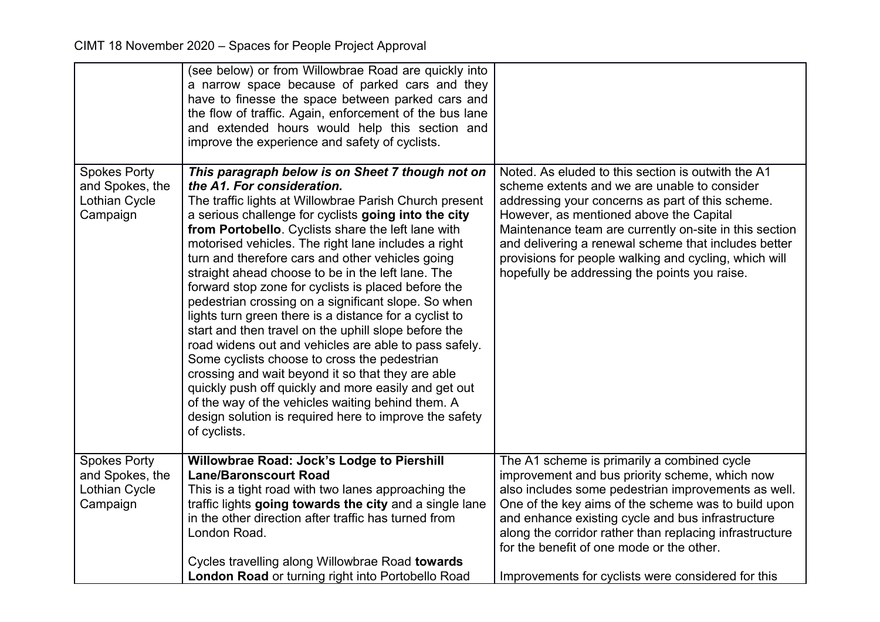| | | |
|---|---|---|
| | (see below) or from Willowbrae Road are quickly into a narrow space because of parked cars and they have to finesse the space between parked cars and the flow of traffic. Again, enforcement of the bus lane and extended hours would help this section and improve the experience and safety of cyclists. | |
| Spokes Porty and Spokes, the Lothian Cycle Campaign | ***This paragraph below is on Sheet 7 though not on the A1. For consideration.*** The traffic lights at Willowbrae Parish Church present a serious challenge for cyclists **going into the city from Portobello**. Cyclists share the left lane with motorised vehicles. The right lane includes a right turn and therefore cars and other vehicles going straight ahead choose to be in the left lane. The forward stop zone for cyclists is placed before the pedestrian crossing on a significant slope. So when lights turn green there is a distance for a cyclist to start and then travel on the uphill slope before the road widens out and vehicles are able to pass safely. Some cyclists choose to cross the pedestrian crossing and wait beyond it so that they are able quickly push off quickly and more easily and get out of the way of the vehicles waiting behind them. A design solution is required here to improve the safety of cyclists. | Noted. As eluded to this section is outwith the A1 scheme extents and we are unable to consider addressing your concerns as part of this scheme. However, as mentioned above the Capital Maintenance team are currently on-site in this section and delivering a renewal scheme that includes better provisions for people walking and cycling, which will hopefully be addressing the points you raise. |
| Spokes Porty and Spokes, the Lothian Cycle Campaign | **Willowbrae Road: Jock's Lodge to Piershill Lane/Baronscourt Road** This is a tight road with two lanes approaching the traffic lights **going towards the city** and a single lane in the other direction after traffic has turned from London Road. <br><br> Cycles travelling along Willowbrae Road **towards London Road** or turning right into Portobello Road | The A1 scheme is primarily a combined cycle improvement and bus priority scheme, which now also includes some pedestrian improvements as well. One of the key aims of the scheme was to build upon and enhance existing cycle and bus infrastructure along the corridor rather than replacing infrastructure for the benefit of one mode or the other. <br><br> Improvements for cyclists were considered for this |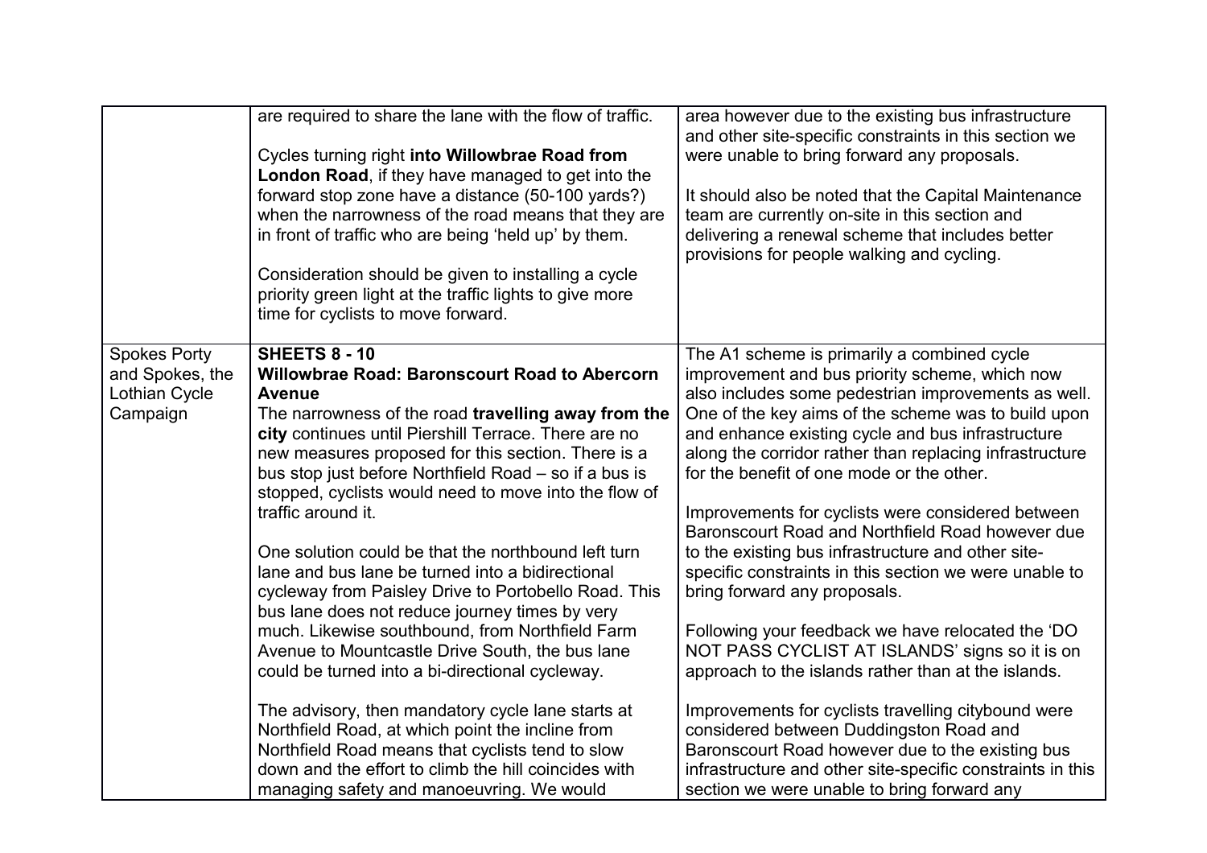| | | |
|---|---|---|
| | are required to share the lane with the flow of traffic.<br><br>Cycles turning right **into Willowbrae Road from London Road**, if they have managed to get into the forward stop zone have a distance (50-100 yards?) when the narrowness of the road means that they are in front of traffic who are being 'held up' by them.<br><br>Consideration should be given to installing a cycle priority green light at the traffic lights to give more time for cyclists to move forward. | area however due to the existing bus infrastructure and other site-specific constraints in this section we were unable to bring forward any proposals.<br><br>It should also be noted that the Capital Maintenance team are currently on-site in this section and delivering a renewal scheme that includes better provisions for people walking and cycling. |
| Spokes Porty and Spokes, the Lothian Cycle Campaign | **SHEETS 8 - 10**<br>**Willowbrae Road: Baronscourt Road to Abercorn Avenue**<br>The narrowness of the road **travelling away from the city** continues until Piershill Terrace. There are no new measures proposed for this section. There is a bus stop just before Northfield Road – so if a bus is stopped, cyclists would need to move into the flow of traffic around it.<br><br>One solution could be that the northbound left turn lane and bus lane be turned into a bidirectional cycleway from Paisley Drive to Portobello Road. This bus lane does not reduce journey times by very much. Likewise southbound, from Northfield Farm Avenue to Mountcastle Drive South, the bus lane could be turned into a bi-directional cycleway.<br><br>The advisory, then mandatory cycle lane starts at Northfield Road, at which point the incline from Northfield Road means that cyclists tend to slow down and the effort to climb the hill coincides with managing safety and manoeuvring. We would | The A1 scheme is primarily a combined cycle improvement and bus priority scheme, which now also includes some pedestrian improvements as well. One of the key aims of the scheme was to build upon and enhance existing cycle and bus infrastructure along the corridor rather than replacing infrastructure for the benefit of one mode or the other.<br><br>Improvements for cyclists were considered between Baronscourt Road and Northfield Road however due to the existing bus infrastructure and other site-specific constraints in this section we were unable to bring forward any proposals.<br><br>Following your feedback we have relocated the 'DO NOT PASS CYCLIST AT ISLANDS' signs so it is on approach to the islands rather than at the islands.<br><br>Improvements for cyclists travelling citybound were considered between Duddingston Road and Baronscourt Road however due to the existing bus infrastructure and other site-specific constraints in this section we were unable to bring forward any |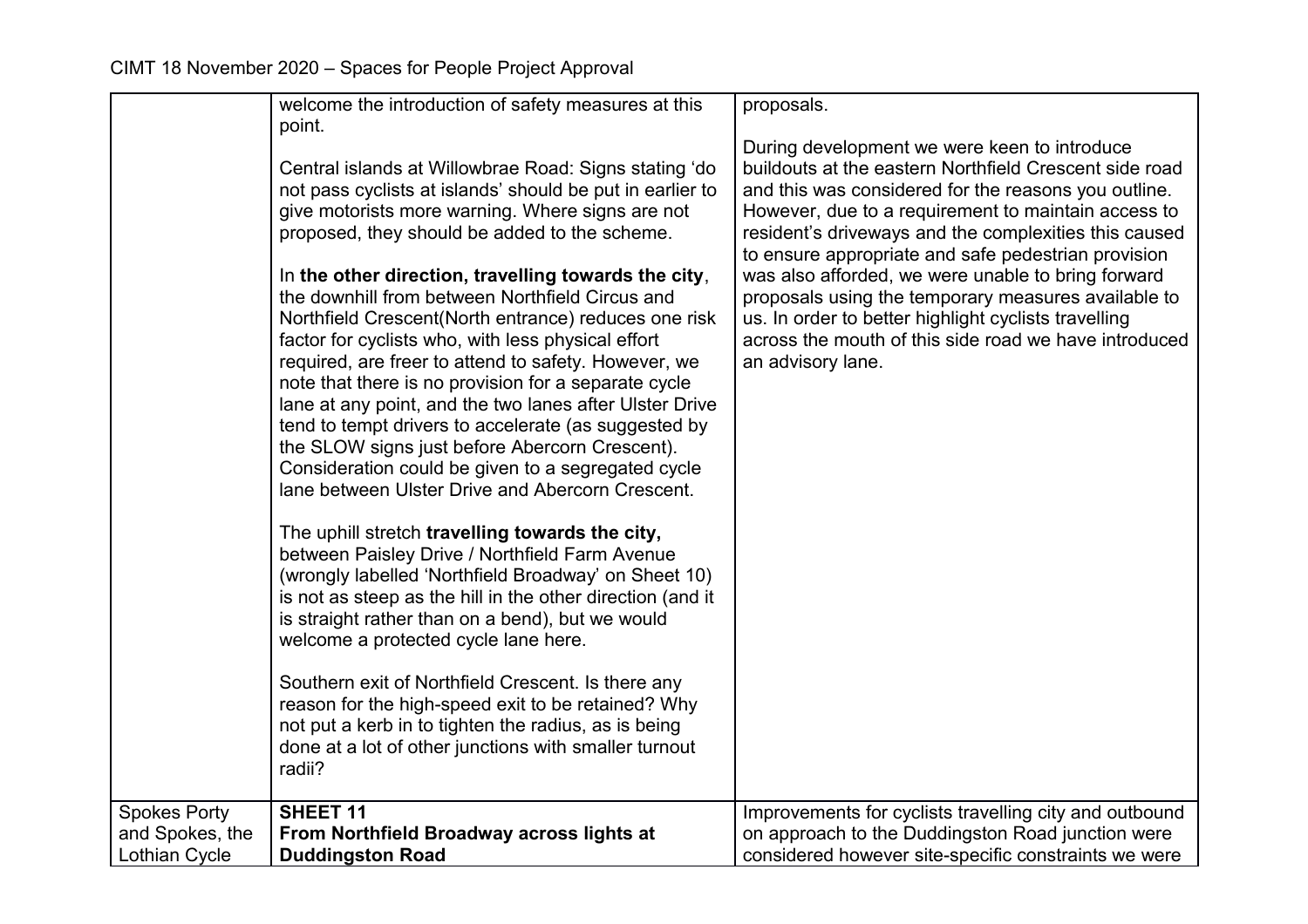| | | |
|---|---|---|
| | welcome the introduction of safety measures at this point.<br><br>Central islands at Willowbrae Road: Signs stating 'do not pass cyclists at islands' should be put in earlier to give motorists more warning. Where signs are not proposed, they should be added to the scheme.<br><br>In **the other direction, travelling towards the city**, the downhill from between Northfield Circus and Northfield Crescent(North entrance) reduces one risk factor for cyclists who, with less physical effort required, are freer to attend to safety. However, we note that there is no provision for a separate cycle lane at any point, and the two lanes after Ulster Drive tend to tempt drivers to accelerate (as suggested by the SLOW signs just before Abercorn Crescent). Consideration could be given to a segregated cycle lane between Ulster Drive and Abercorn Crescent.<br><br>The uphill stretch **travelling towards the city,** between Paisley Drive / Northfield Farm Avenue (wrongly labelled 'Northfield Broadway' on Sheet 10) is not as steep as the hill in the other direction (and it is straight rather than on a bend), but we would welcome a protected cycle lane here.<br><br>Southern exit of Northfield Crescent. Is there any reason for the high-speed exit to be retained? Why not put a kerb in to tighten the radius, as is being done at a lot of other junctions with smaller turnout radii? | proposals.<br><br>During development we were keen to introduce buildouts at the eastern Northfield Crescent side road and this was considered for the reasons you outline. However, due to a requirement to maintain access to resident's driveways and the complexities this caused to ensure appropriate and safe pedestrian provision was also afforded, we were unable to bring forward proposals using the temporary measures available to us. In order to better highlight cyclists travelling across the mouth of this side road we have introduced an advisory lane. |
| Spokes Porty and Spokes, the Lothian Cycle | **SHEET 11**<br>**From Northfield Broadway across lights at Duddingston Road** | Improvements for cyclists travelling city and outbound on approach to the Duddingston Road junction were considered however site-specific constraints we were |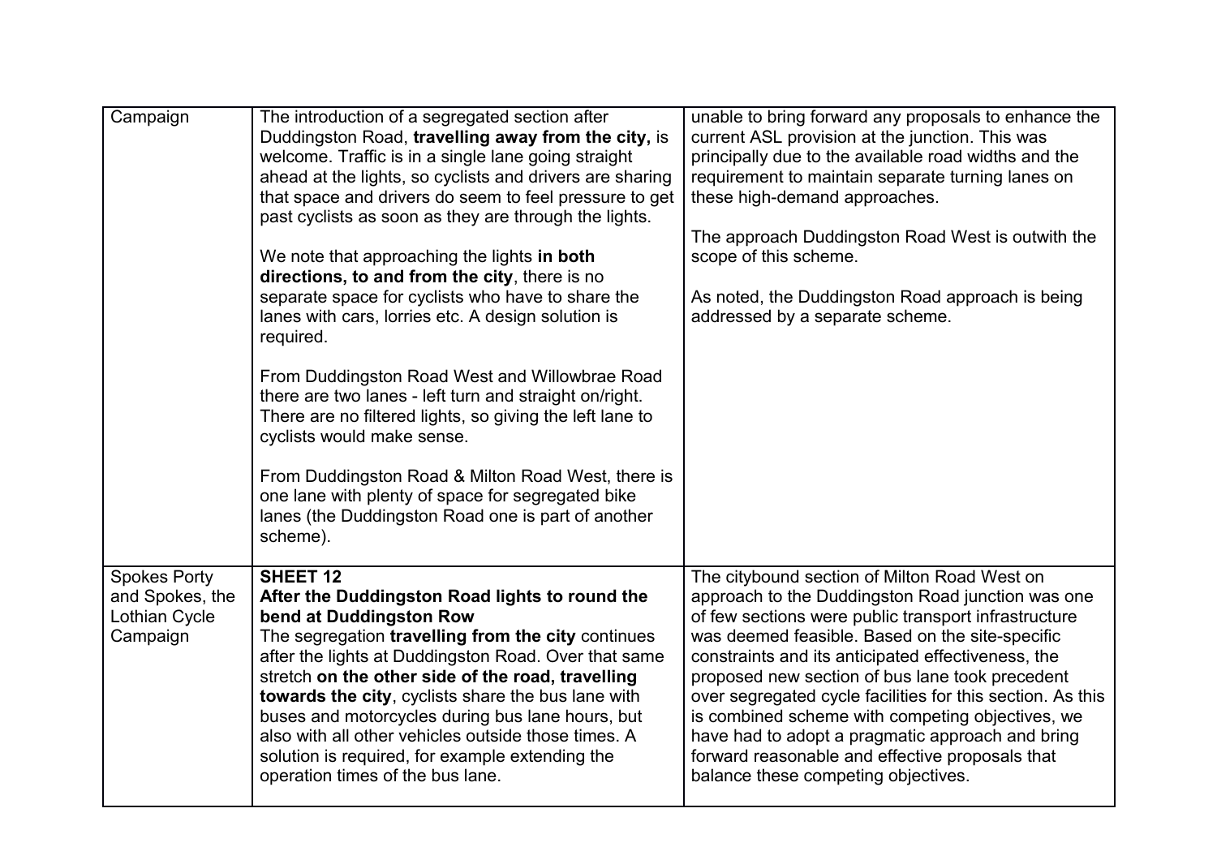| | | |
|---|---|---|
| Campaign | The introduction of a segregated section after Duddingston Road, **travelling away from the city,** is welcome. Traffic is in a single lane going straight ahead at the lights, so cyclists and drivers are sharing that space and drivers do seem to feel pressure to get past cyclists as soon as they are through the lights.<br><br>We note that approaching the lights **in both directions, to and from the city**, there is no separate space for cyclists who have to share the lanes with cars, lorries etc. A design solution is required.<br><br>From Duddingston Road West and Willowbrae Road there are two lanes - left turn and straight on/right. There are no filtered lights, so giving the left lane to cyclists would make sense.<br><br>From Duddingston Road & Milton Road West, there is one lane with plenty of space for segregated bike lanes (the Duddingston Road one is part of another scheme). | unable to bring forward any proposals to enhance the current ASL provision at the junction. This was principally due to the available road widths and the requirement to maintain separate turning lanes on these high-demand approaches.<br><br>The approach Duddingston Road West is outwith the scope of this scheme.<br><br>As noted, the Duddingston Road approach is being addressed by a separate scheme. |
| Spokes Porty and Spokes, the Lothian Cycle Campaign | **SHEET 12**<br>**After the Duddingston Road lights to round the bend at Duddingston Row**<br>The segregation **travelling from the city** continues after the lights at Duddingston Road. Over that same stretch **on the other side of the road, travelling towards the city**, cyclists share the bus lane with buses and motorcycles during bus lane hours, but also with all other vehicles outside those times. A solution is required, for example extending the operation times of the bus lane. | The citybound section of Milton Road West on approach to the Duddingston Road junction was one of few sections were public transport infrastructure was deemed feasible. Based on the site-specific constraints and its anticipated effectiveness, the proposed new section of bus lane took precedent over segregated cycle facilities for this section. As this is combined scheme with competing objectives, we have had to adopt a pragmatic approach and bring forward reasonable and effective proposals that balance these competing objectives. |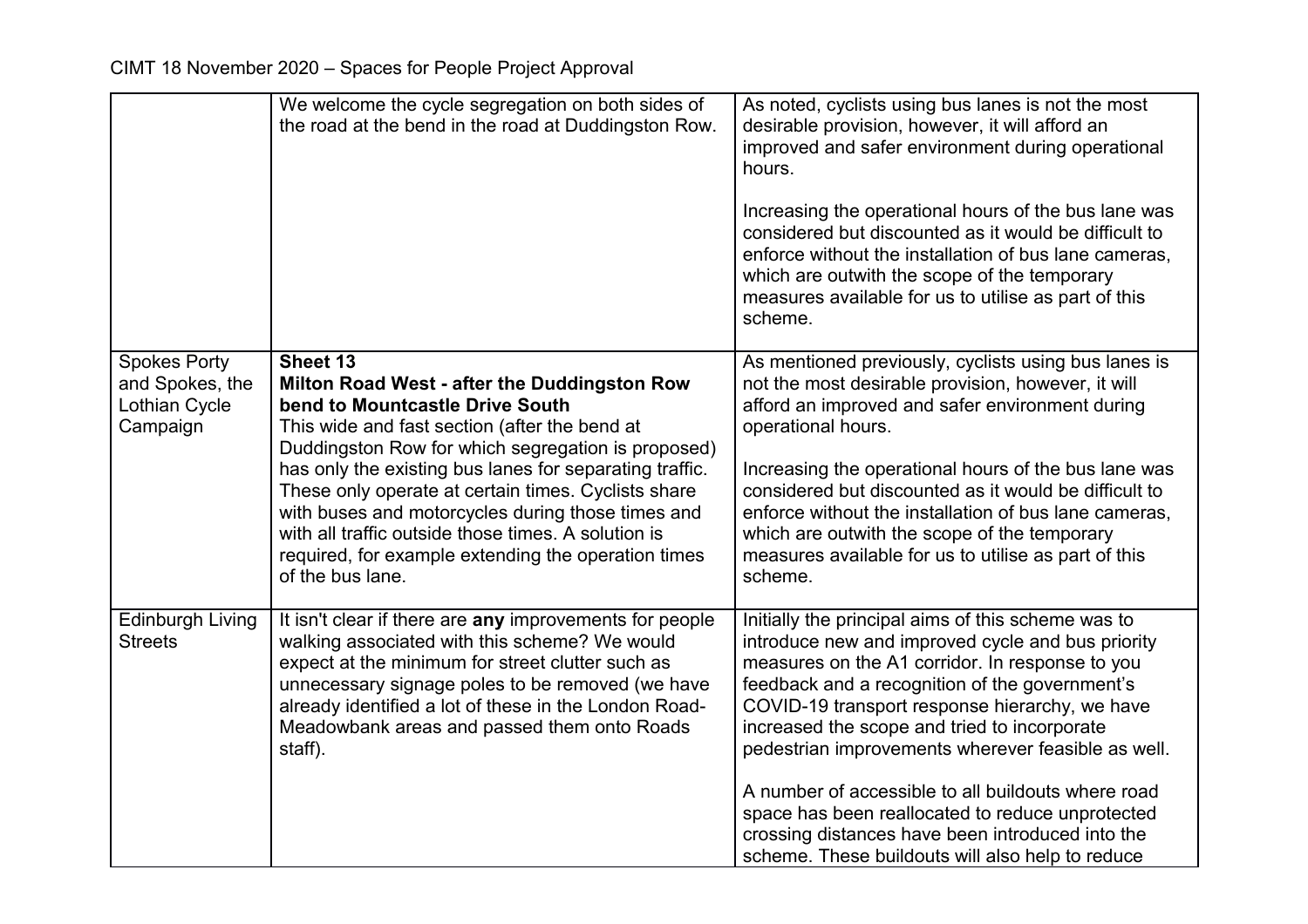| | | |
|---|---|---|
| | We welcome the cycle segregation on both sides of the road at the bend in the road at Duddingston Row. | As noted, cyclists using bus lanes is not the most desirable provision, however, it will afford an improved and safer environment during operational hours.<br><br>Increasing the operational hours of the bus lane was considered but discounted as it would be difficult to enforce without the installation of bus lane cameras, which are outwith the scope of the temporary measures available for us to utilise as part of this scheme. |
| Spokes Porty and Spokes, the Lothian Cycle Campaign | **Sheet 13**<br>**Milton Road West - after the Duddingston Row bend to Mountcastle Drive South**<br>This wide and fast section (after the bend at Duddingston Row for which segregation is proposed) has only the existing bus lanes for separating traffic. These only operate at certain times. Cyclists share with buses and motorcycles during those times and with all traffic outside those times. A solution is required, for example extending the operation times of the bus lane. | As mentioned previously, cyclists using bus lanes is not the most desirable provision, however, it will afford an improved and safer environment during operational hours.<br><br>Increasing the operational hours of the bus lane was considered but discounted as it would be difficult to enforce without the installation of bus lane cameras, which are outwith the scope of the temporary measures available for us to utilise as part of this scheme. |
| Edinburgh Living Streets | It isn't clear if there are **any** improvements for people walking associated with this scheme? We would expect at the minimum for street clutter such as unnecessary signage poles to be removed (we have already identified a lot of these in the London Road-Meadowbank areas and passed them onto Roads staff). | Initially the principal aims of this scheme was to introduce new and improved cycle and bus priority measures on the A1 corridor. In response to you feedback and a recognition of the government's COVID-19 transport response hierarchy, we have increased the scope and tried to incorporate pedestrian improvements wherever feasible as well.<br><br>A number of accessible to all buildouts where road space has been reallocated to reduce unprotected crossing distances have been introduced into the scheme. These buildouts will also help to reduce |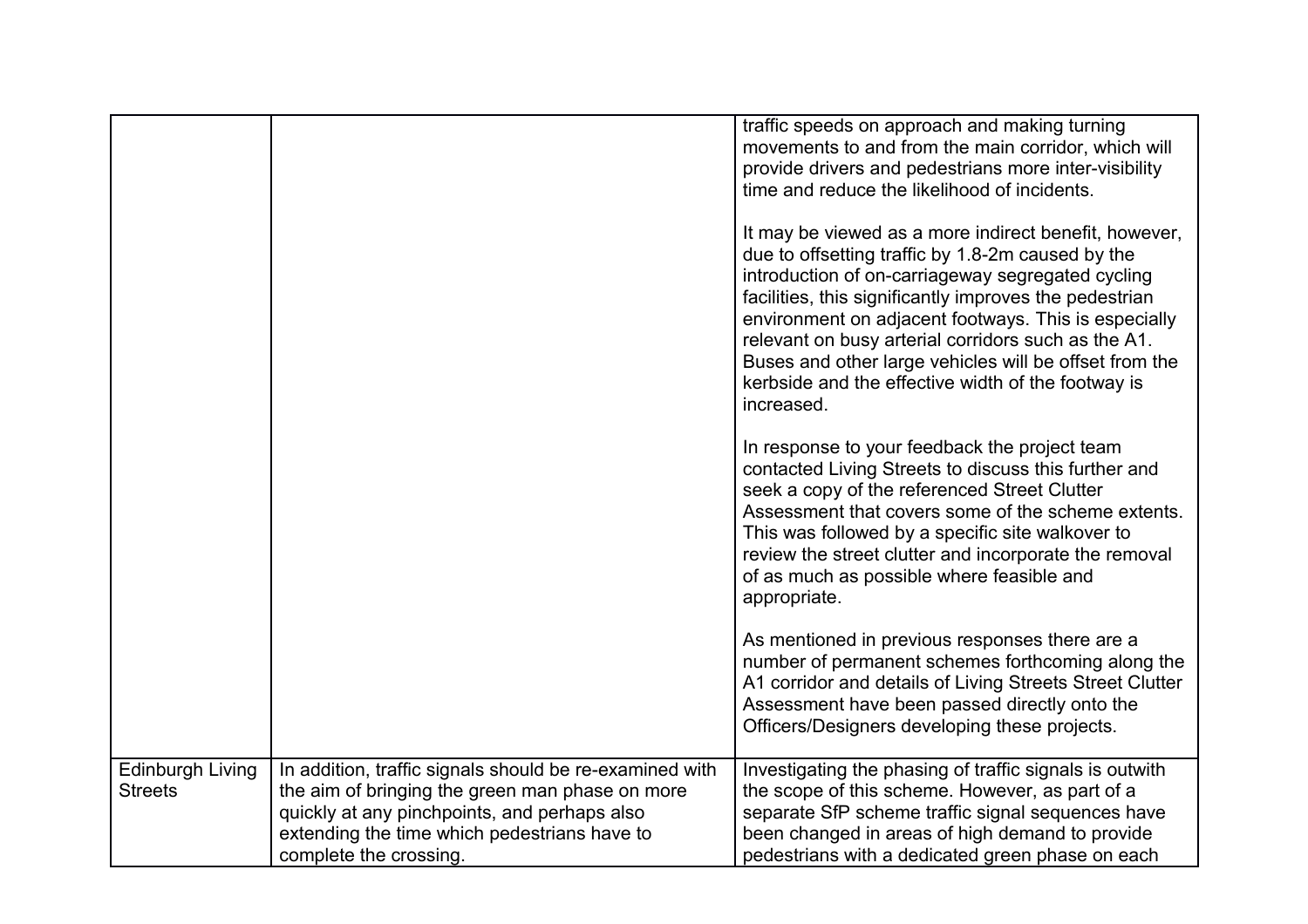| | | |
|---|---|---|
| | | traffic speeds on approach and making turning movements to and from the main corridor, which will provide drivers and pedestrians more inter-visibility time and reduce the likelihood of incidents.<br><br>It may be viewed as a more indirect benefit, however, due to offsetting traffic by 1.8-2m caused by the introduction of on-carriageway segregated cycling facilities, this significantly improves the pedestrian environment on adjacent footways. This is especially relevant on busy arterial corridors such as the A1. Buses and other large vehicles will be offset from the kerbside and the effective width of the footway is increased.<br><br>In response to your feedback the project team contacted Living Streets to discuss this further and seek a copy of the referenced Street Clutter Assessment that covers some of the scheme extents. This was followed by a specific site walkover to review the street clutter and incorporate the removal of as much as possible where feasible and appropriate.<br><br>As mentioned in previous responses there are a number of permanent schemes forthcoming along the A1 corridor and details of Living Streets Street Clutter Assessment have been passed directly onto the Officers/Designers developing these projects. |
| Edinburgh Living Streets | In addition, traffic signals should be re-examined with the aim of bringing the green man phase on more quickly at any pinchpoints, and perhaps also extending the time which pedestrians have to complete the crossing. | Investigating the phasing of traffic signals is outwith the scope of this scheme. However, as part of a separate SfP scheme traffic signal sequences have been changed in areas of high demand to provide pedestrians with a dedicated green phase on each |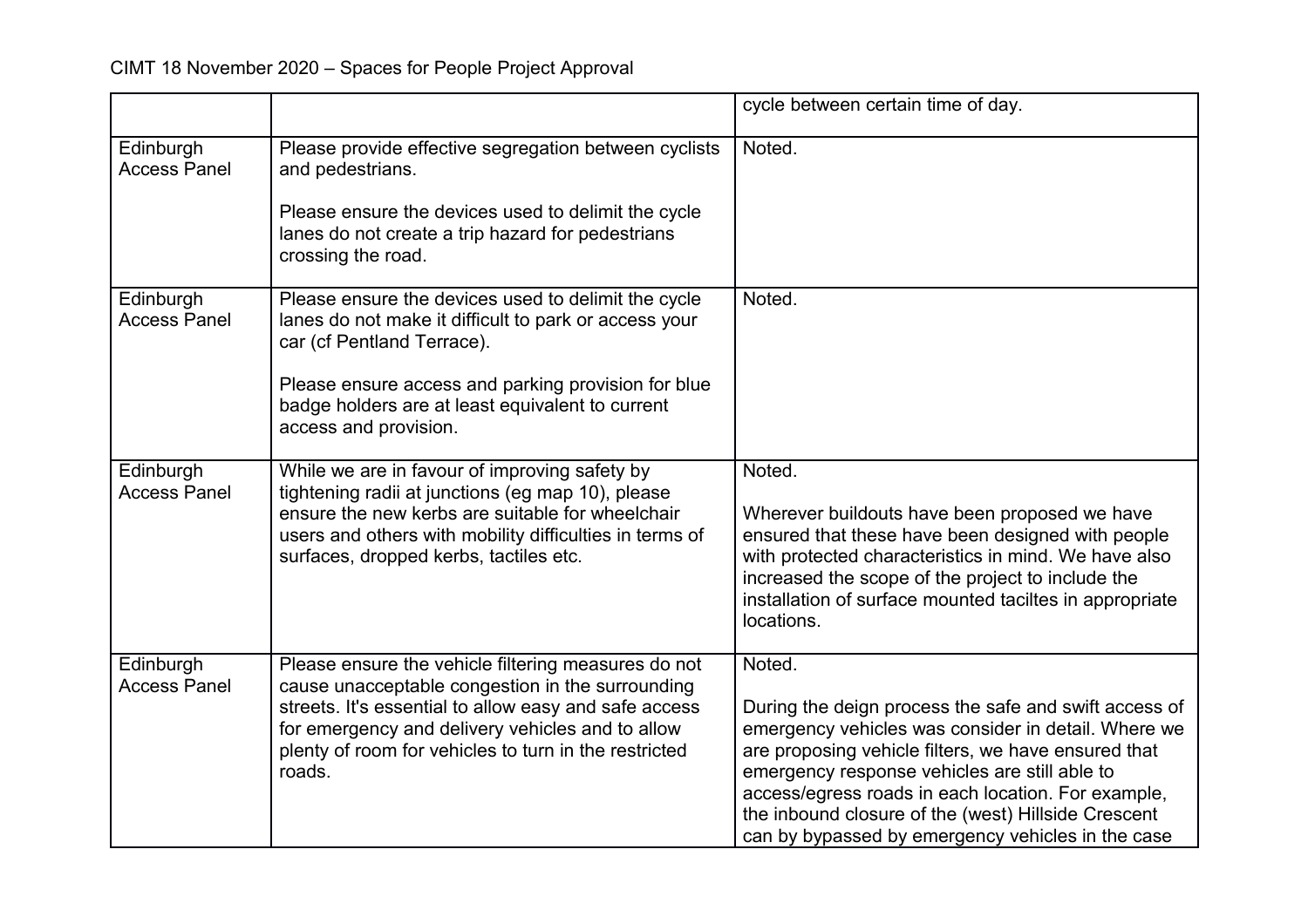| | | |
|---|---|---|
| | | cycle between certain time of day. |
| Edinburgh Access Panel | Please provide effective segregation between cyclists and pedestrians.<br><br>Please ensure the devices used to delimit the cycle lanes do not create a trip hazard for pedestrians crossing the road. | Noted. |
| Edinburgh Access Panel | Please ensure the devices used to delimit the cycle lanes do not make it difficult to park or access your car (cf Pentland Terrace).<br><br>Please ensure access and parking provision for blue badge holders are at least equivalent to current access and provision. | Noted. |
| Edinburgh Access Panel | While we are in favour of improving safety by tightening radii at junctions (eg map 10), please ensure the new kerbs are suitable for wheelchair users and others with mobility difficulties in terms of surfaces, dropped kerbs, tactiles etc. | Noted.<br><br>Wherever buildouts have been proposed we have ensured that these have been designed with people with protected characteristics in mind. We have also increased the scope of the project to include the installation of surface mounted taciltes in appropriate locations. |
| Edinburgh Access Panel | Please ensure the vehicle filtering measures do not cause unacceptable congestion in the surrounding streets. It's essential to allow easy and safe access for emergency and delivery vehicles and to allow plenty of room for vehicles to turn in the restricted roads. | Noted.<br><br>During the deign process the safe and swift access of emergency vehicles was consider in detail. Where we are proposing vehicle filters, we have ensured that emergency response vehicles are still able to access/egress roads in each location. For example, the inbound closure of the (west) Hillside Crescent can by bypassed by emergency vehicles in the case |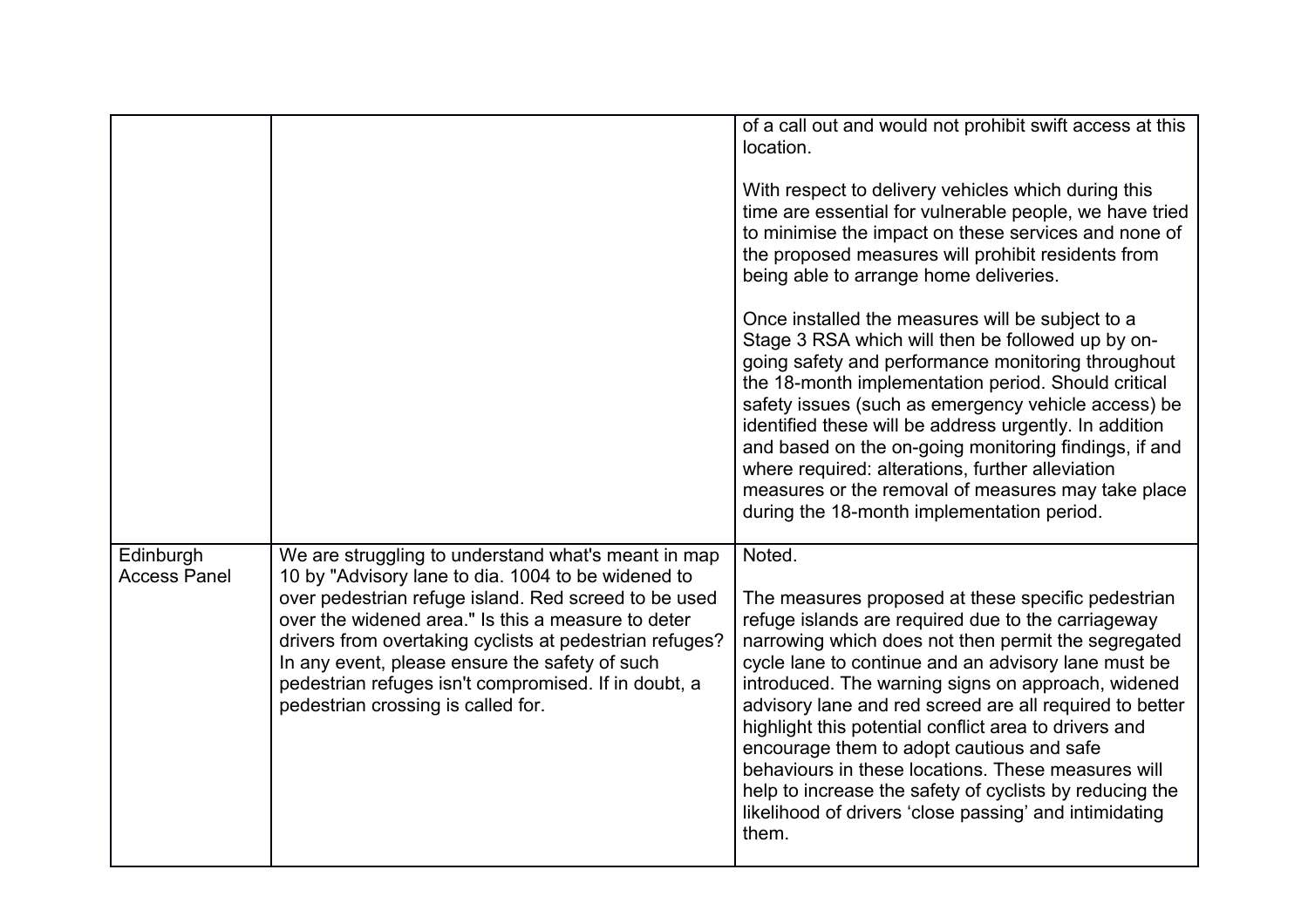| | | |
|---|---|---|
| | | of a call out and would not prohibit swift access at this location.<br><br>With respect to delivery vehicles which during this time are essential for vulnerable people, we have tried to minimise the impact on these services and none of the proposed measures will prohibit residents from being able to arrange home deliveries.<br><br>Once installed the measures will be subject to a Stage 3 RSA which will then be followed up by on-going safety and performance monitoring throughout the 18-month implementation period. Should critical safety issues (such as emergency vehicle access) be identified these will be address urgently. In addition and based on the on-going monitoring findings, if and where required: alterations, further alleviation measures or the removal of measures may take place during the 18-month implementation period. |
| Edinburgh Access Panel | We are struggling to understand what's meant in map 10 by "Advisory lane to dia. 1004 to be widened to over pedestrian refuge island. Red screed to be used over the widened area." Is this a measure to deter drivers from overtaking cyclists at pedestrian refuges? In any event, please ensure the safety of such pedestrian refuges isn't compromised. If in doubt, a pedestrian crossing is called for. | Noted.<br><br>The measures proposed at these specific pedestrian refuge islands are required due to the carriageway narrowing which does not then permit the segregated cycle lane to continue and an advisory lane must be introduced. The warning signs on approach, widened advisory lane and red screed are all required to better highlight this potential conflict area to drivers and encourage them to adopt cautious and safe behaviours in these locations. These measures will help to increase the safety of cyclists by reducing the likelihood of drivers 'close passing' and intimidating them. |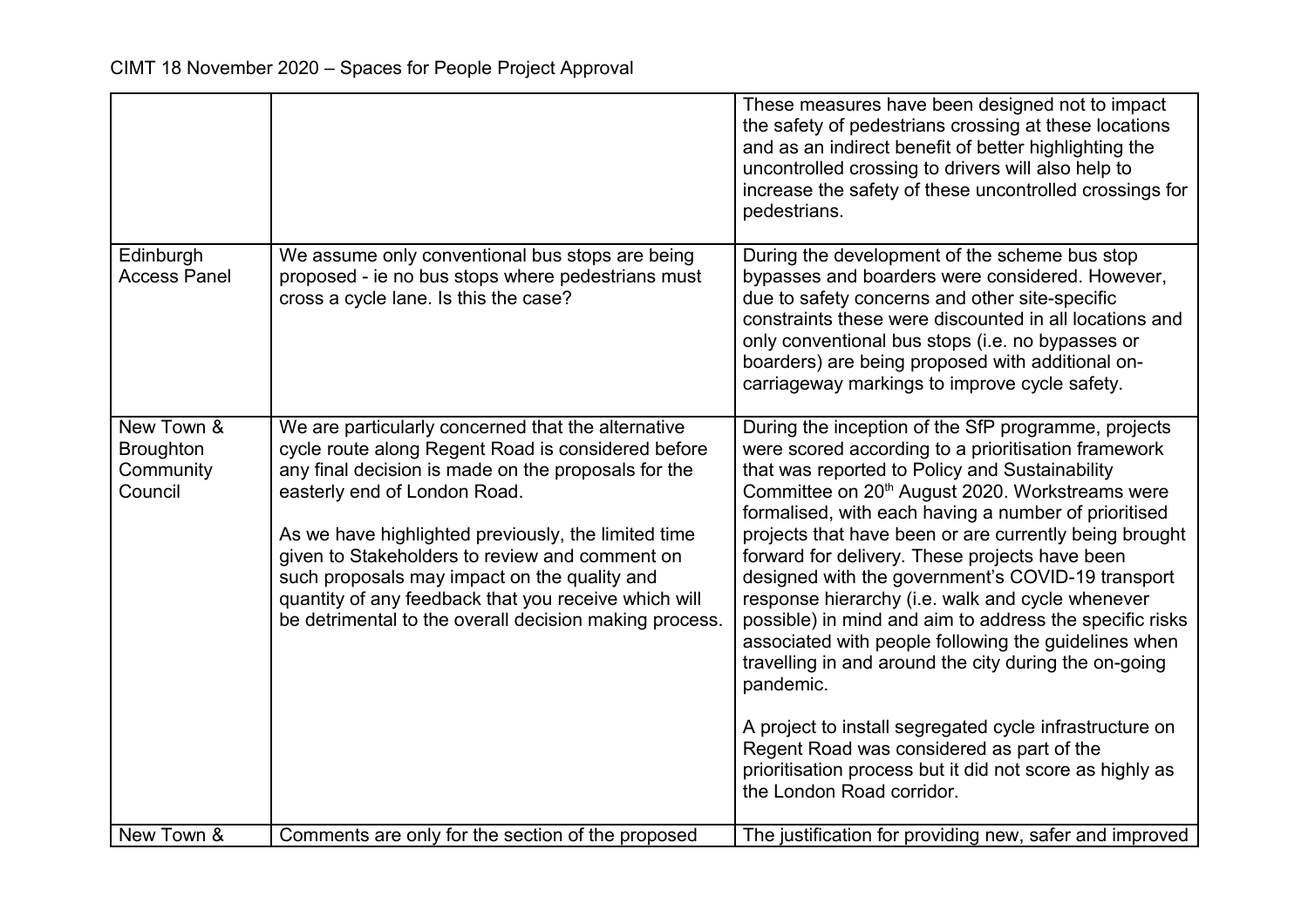| | | |
|---|---|---|
| | | These measures have been designed not to impact the safety of pedestrians crossing at these locations and as an indirect benefit of better highlighting the uncontrolled crossing to drivers will also help to increase the safety of these uncontrolled crossings for pedestrians. |
| Edinburgh Access Panel | We assume only conventional bus stops are being proposed - ie no bus stops where pedestrians must cross a cycle lane. Is this the case? | During the development of the scheme bus stop bypasses and boarders were considered. However, due to safety concerns and other site-specific constraints these were discounted in all locations and only conventional bus stops (i.e. no bypasses or boarders) are being proposed with additional on-carriageway markings to improve cycle safety. |
| New Town & Broughton Community Council | We are particularly concerned that the alternative cycle route along Regent Road is considered before any final decision is made on the proposals for the easterly end of London Road.<br><br>As we have highlighted previously, the limited time given to Stakeholders to review and comment on such proposals may impact on the quality and quantity of any feedback that you receive which will be detrimental to the overall decision making process. | During the inception of the SfP programme, projects were scored according to a prioritisation framework that was reported to Policy and Sustainability Committee on 20th August 2020. Workstreams were formalised, with each having a number of prioritised projects that have been or are currently being brought forward for delivery. These projects have been designed with the government's COVID-19 transport response hierarchy (i.e. walk and cycle whenever possible) in mind and aim to address the specific risks associated with people following the guidelines when travelling in and around the city during the on-going pandemic.<br><br>A project to install segregated cycle infrastructure on Regent Road was considered as part of the prioritisation process but it did not score as highly as the London Road corridor. |
| New Town & | Comments are only for the section of the proposed | The justification for providing new, safer and improved |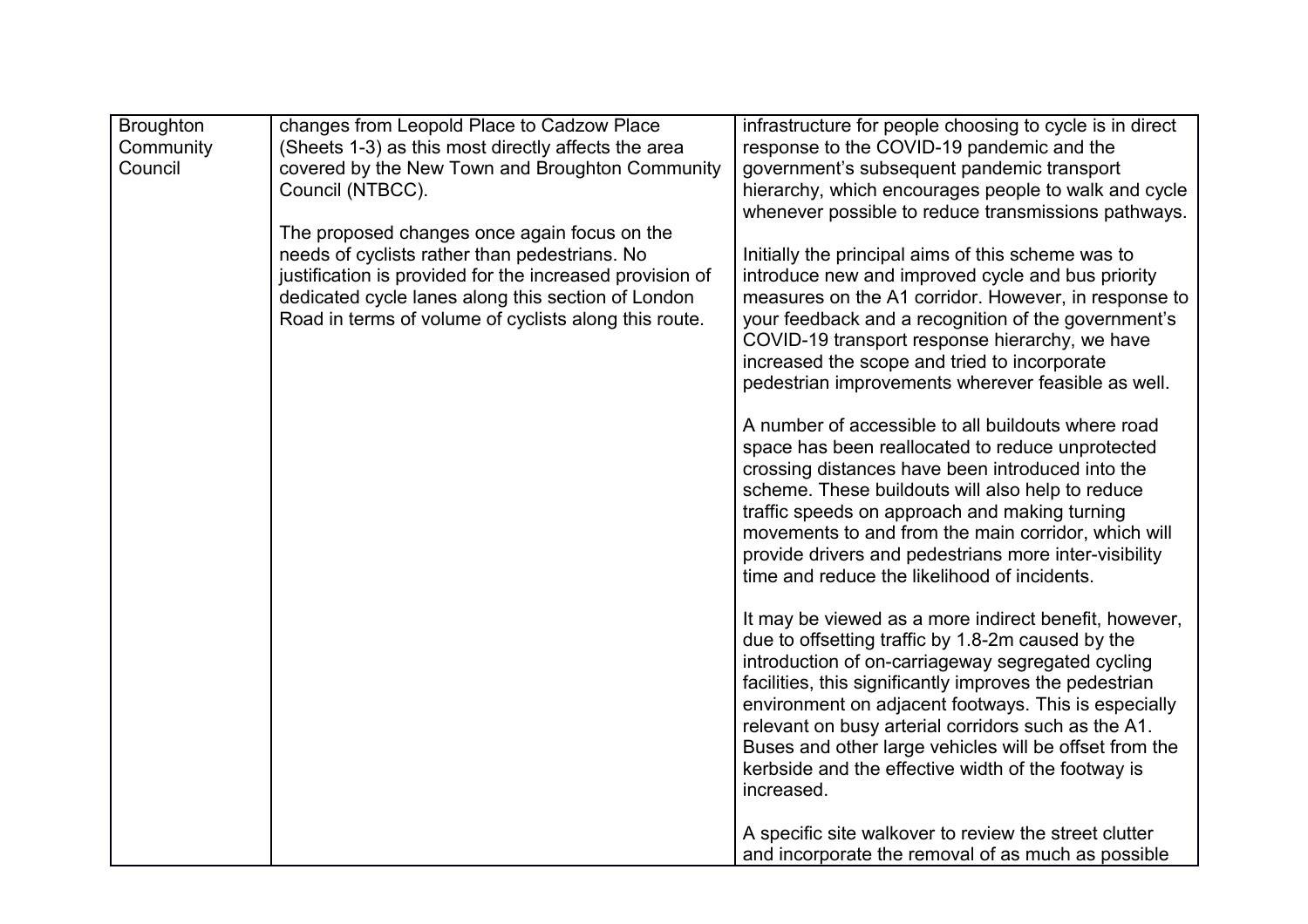| | | |
|---|---|---|
| Broughton Community Council | changes from Leopold Place to Cadzow Place (Sheets 1-3) as this most directly affects the area covered by the New Town and Broughton Community Council (NTBCC).<br><br>The proposed changes once again focus on the needs of cyclists rather than pedestrians. No justification is provided for the increased provision of dedicated cycle lanes along this section of London Road in terms of volume of cyclists along this route. | infrastructure for people choosing to cycle is in direct response to the COVID-19 pandemic and the government's subsequent pandemic transport hierarchy, which encourages people to walk and cycle whenever possible to reduce transmissions pathways.<br><br>Initially the principal aims of this scheme was to introduce new and improved cycle and bus priority measures on the A1 corridor. However, in response to your feedback and a recognition of the government's COVID-19 transport response hierarchy, we have increased the scope and tried to incorporate pedestrian improvements wherever feasible as well.<br><br>A number of accessible to all buildouts where road space has been reallocated to reduce unprotected crossing distances have been introduced into the scheme. These buildouts will also help to reduce traffic speeds on approach and making turning movements to and from the main corridor, which will provide drivers and pedestrians more inter-visibility time and reduce the likelihood of incidents.<br><br>It may be viewed as a more indirect benefit, however, due to offsetting traffic by 1.8-2m caused by the introduction of on-carriageway segregated cycling facilities, this significantly improves the pedestrian environment on adjacent footways. This is especially relevant on busy arterial corridors such as the A1. Buses and other large vehicles will be offset from the kerbside and the effective width of the footway is increased.<br><br>A specific site walkover to review the street clutter and incorporate the removal of as much as possible |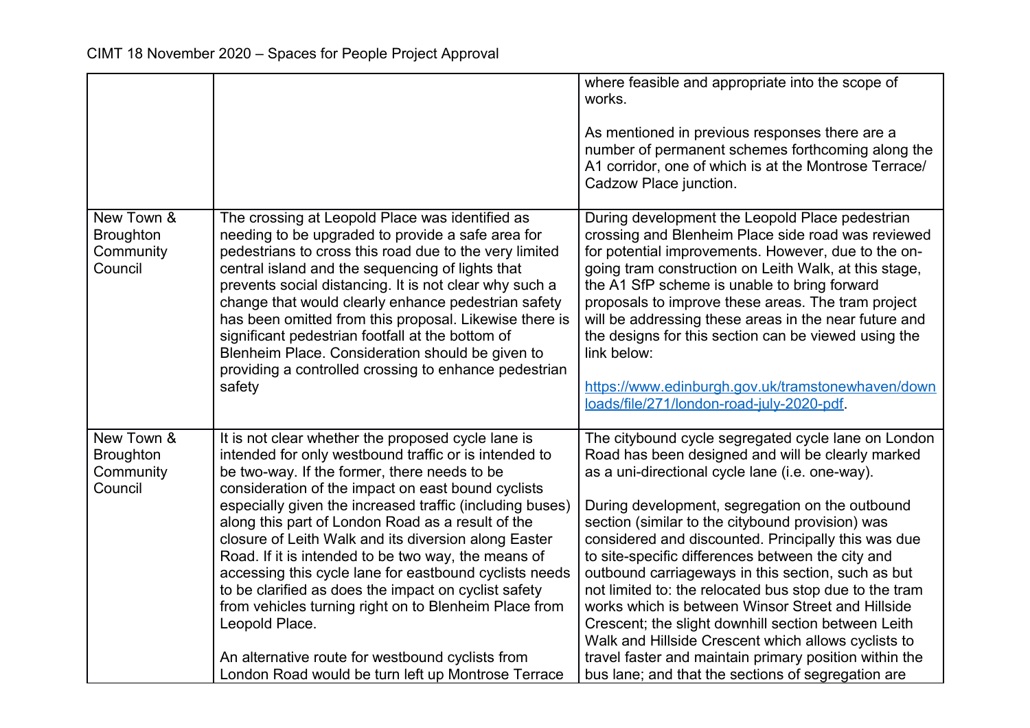| | | where feasible and appropriate into the scope of works.<br><br>As mentioned in previous responses there are a number of permanent schemes forthcoming along the A1 corridor, one of which is at the Montrose Terrace/ Cadzow Place junction. |
|---|---|---|
| New Town & Broughton Community Council | The crossing at Leopold Place was identified as needing to be upgraded to provide a safe area for pedestrians to cross this road due to the very limited central island and the sequencing of lights that prevents social distancing. It is not clear why such a change that would clearly enhance pedestrian safety has been omitted from this proposal. Likewise there is significant pedestrian footfall at the bottom of Blenheim Place. Consideration should be given to providing a controlled crossing to enhance pedestrian safety | During development the Leopold Place pedestrian crossing and Blenheim Place side road was reviewed for potential improvements. However, due to the on-going tram construction on Leith Walk, at this stage, the A1 SfP scheme is unable to bring forward proposals to improve these areas. The tram project will be addressing these areas in the near future and the designs for this section can be viewed using the link below:<br><br>[https://www.edinburgh.gov.uk/tramstonewhaven/downloads/file/271/london-road-july-2020-pdf](https://www.edinburgh.gov.uk/tramstonewhaven/downloads/file/271/london-road-july-2020-pdf). |
| New Town & Broughton Community Council | It is not clear whether the proposed cycle lane is intended for only westbound traffic or is intended to be two-way. If the former, there needs to be consideration of the impact on east bound cyclists especially given the increased traffic (including buses) along this part of London Road as a result of the closure of Leith Walk and its diversion along Easter Road. If it is intended to be two way, the means of accessing this cycle lane for eastbound cyclists needs to be clarified as does the impact on cyclist safety from vehicles turning right on to Blenheim Place from Leopold Place.<br><br>An alternative route for westbound cyclists from London Road would be turn left up Montrose Terrace | The citybound cycle segregated cycle lane on London Road has been designed and will be clearly marked as a uni-directional cycle lane (i.e. one-way).<br><br>During development, segregation on the outbound section (similar to the citybound provision) was considered and discounted. Principally this was due to site-specific differences between the city and outbound carriageways in this section, such as but not limited to: the relocated bus stop due to the tram works which is between Winsor Street and Hillside Crescent; the slight downhill section between Leith Walk and Hillside Crescent which allows cyclists to travel faster and maintain primary position within the bus lane; and that the sections of segregation are |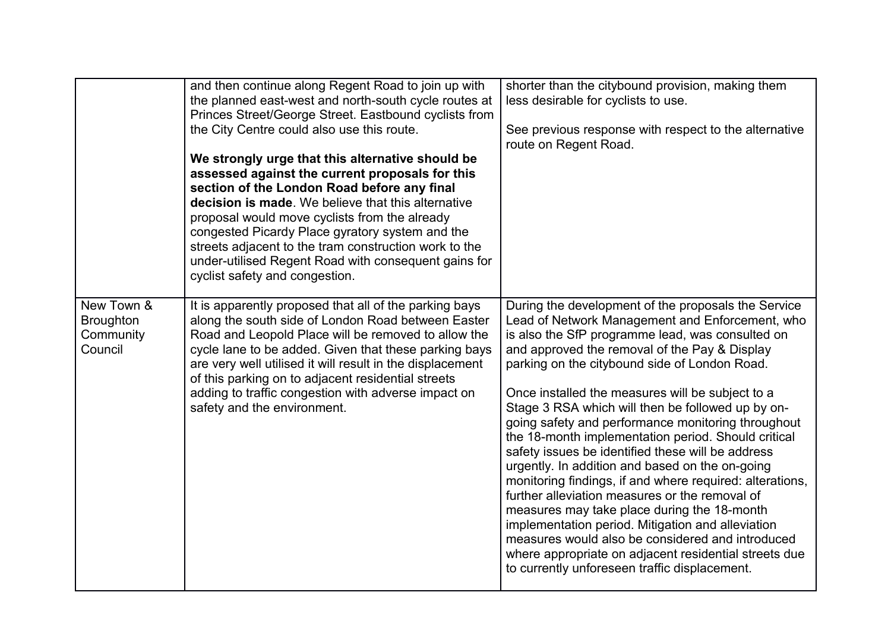|  |  |  |
|---|---|---|
|  | and then continue along Regent Road to join up with the planned east-west and north-south cycle routes at Princes Street/George Street. Eastbound cyclists from the City Centre could also use this route.<br><br>**We strongly urge that this alternative should be assessed against the current proposals for this section of the London Road before any final decision is made**. We believe that this alternative proposal would move cyclists from the already congested Picardy Place gyratory system and the streets adjacent to the tram construction work to the under-utilised Regent Road with consequent gains for cyclist safety and congestion. | shorter than the citybound provision, making them less desirable for cyclists to use.<br><br>See previous response with respect to the alternative route on Regent Road. |
| New Town & Broughton Community Council | It is apparently proposed that all of the parking bays along the south side of London Road between Easter Road and Leopold Place will be removed to allow the cycle lane to be added. Given that these parking bays are very well utilised it will result in the displacement of this parking on to adjacent residential streets adding to traffic congestion with adverse impact on safety and the environment. | During the development of the proposals the Service Lead of Network Management and Enforcement, who is also the SfP programme lead, was consulted on and approved the removal of the Pay & Display parking on the citybound side of London Road.<br><br>Once installed the measures will be subject to a Stage 3 RSA which will then be followed up by on-going safety and performance monitoring throughout the 18-month implementation period. Should critical safety issues be identified these will be address urgently. In addition and based on the on-going monitoring findings, if and where required: alterations, further alleviation measures or the removal of measures may take place during the 18-month implementation period. Mitigation and alleviation measures would also be considered and introduced where appropriate on adjacent residential streets due to currently unforeseen traffic displacement. |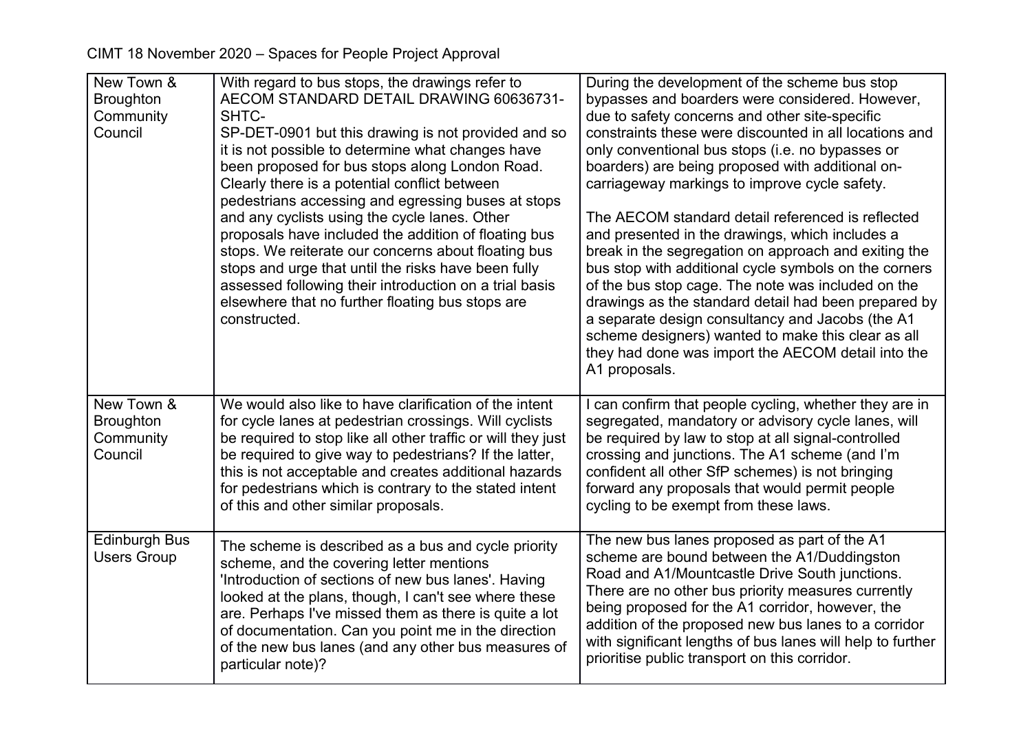CIMT 18 November 2020 – Spaces for People Project Approval

| | | |
|---|---|---|
| New Town & Broughton Community Council | With regard to bus stops, the drawings refer to AECOM STANDARD DETAIL DRAWING 60636731-SHTC-SP-DET-0901 but this drawing is not provided and so it is not possible to determine what changes have been proposed for bus stops along London Road. Clearly there is a potential conflict between pedestrians accessing and egressing buses at stops and any cyclists using the cycle lanes. Other proposals have included the addition of floating bus stops. We reiterate our concerns about floating bus stops and urge that until the risks have been fully assessed following their introduction on a trial basis elsewhere that no further floating bus stops are constructed. | During the development of the scheme bus stop bypasses and boarders were considered. However, due to safety concerns and other site-specific constraints these were discounted in all locations and only conventional bus stops (i.e. no bypasses or boarders) are being proposed with additional on-carriageway markings to improve cycle safety.<br><br>The AECOM standard detail referenced is reflected and presented in the drawings, which includes a break in the segregation on approach and exiting the bus stop with additional cycle symbols on the corners of the bus stop cage. The note was included on the drawings as the standard detail had been prepared by a separate design consultancy and Jacobs (the A1 scheme designers) wanted to make this clear as all they had done was import the AECOM detail into the A1 proposals. |
| New Town & Broughton Community Council | We would also like to have clarification of the intent for cycle lanes at pedestrian crossings. Will cyclists be required to stop like all other traffic or will they just be required to give way to pedestrians? If the latter, this is not acceptable and creates additional hazards for pedestrians which is contrary to the stated intent of this and other similar proposals. | I can confirm that people cycling, whether they are in segregated, mandatory or advisory cycle lanes, will be required by law to stop at all signal-controlled crossing and junctions. The A1 scheme (and I'm confident all other SfP schemes) is not bringing forward any proposals that would permit people cycling to be exempt from these laws. |
| Edinburgh Bus Users Group | The scheme is described as a bus and cycle priority scheme, and the covering letter mentions 'Introduction of sections of new bus lanes'. Having looked at the plans, though, I can't see where these are. Perhaps I've missed them as there is quite a lot of documentation. Can you point me in the direction of the new bus lanes (and any other bus measures of particular note)? | The new bus lanes proposed as part of the A1 scheme are bound between the A1/Duddingston Road and A1/Mountcastle Drive South junctions. There are no other bus priority measures currently being proposed for the A1 corridor, however, the addition of the proposed new bus lanes to a corridor with significant lengths of bus lanes will help to further prioritise public transport on this corridor. |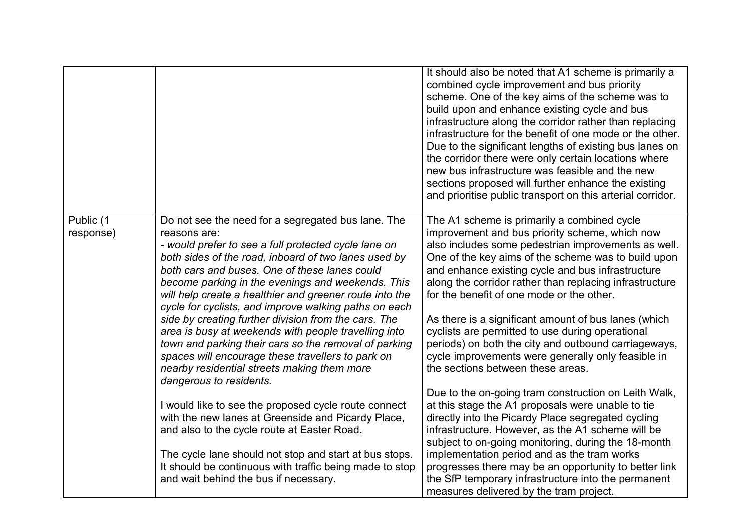| | | |
|---|---|---|
| | | It should also be noted that A1 scheme is primarily a combined cycle improvement and bus priority scheme. One of the key aims of the scheme was to build upon and enhance existing cycle and bus infrastructure along the corridor rather than replacing infrastructure for the benefit of one mode or the other. Due to the significant lengths of existing bus lanes on the corridor there were only certain locations where new bus infrastructure was feasible and the new sections proposed will further enhance the existing and prioritise public transport on this arterial corridor. |
| Public (1 response) | Do not see the need for a segregated bus lane. The reasons are:<br>- *would prefer to see a full protected cycle lane on both sides of the road, inboard of two lanes used by both cars and buses. One of these lanes could become parking in the evenings and weekends. This will help create a healthier and greener route into the cycle for cyclists, and improve walking paths on each side by creating further division from the cars. The area is busy at weekends with people travelling into town and parking their cars so the removal of parking spaces will encourage these travellers to park on nearby residential streets making them more dangerous to residents.*<br><br>I would like to see the proposed cycle route connect with the new lanes at Greenside and Picardy Place, and also to the cycle route at Easter Road.<br><br>The cycle lane should not stop and start at bus stops. It should be continuous with traffic being made to stop and wait behind the bus if necessary. | The A1 scheme is primarily a combined cycle improvement and bus priority scheme, which now also includes some pedestrian improvements as well. One of the key aims of the scheme was to build upon and enhance existing cycle and bus infrastructure along the corridor rather than replacing infrastructure for the benefit of one mode or the other.<br><br>As there is a significant amount of bus lanes (which cyclists are permitted to use during operational periods) on both the city and outbound carriageways, cycle improvements were generally only feasible in the sections between these areas.<br><br>Due to the on-going tram construction on Leith Walk, at this stage the A1 proposals were unable to tie directly into the Picardy Place segregated cycling infrastructure. However, as the A1 scheme will be subject to on-going monitoring, during the 18-month implementation period and as the tram works progresses there may be an opportunity to better link the SfP temporary infrastructure into the permanent measures delivered by the tram project. |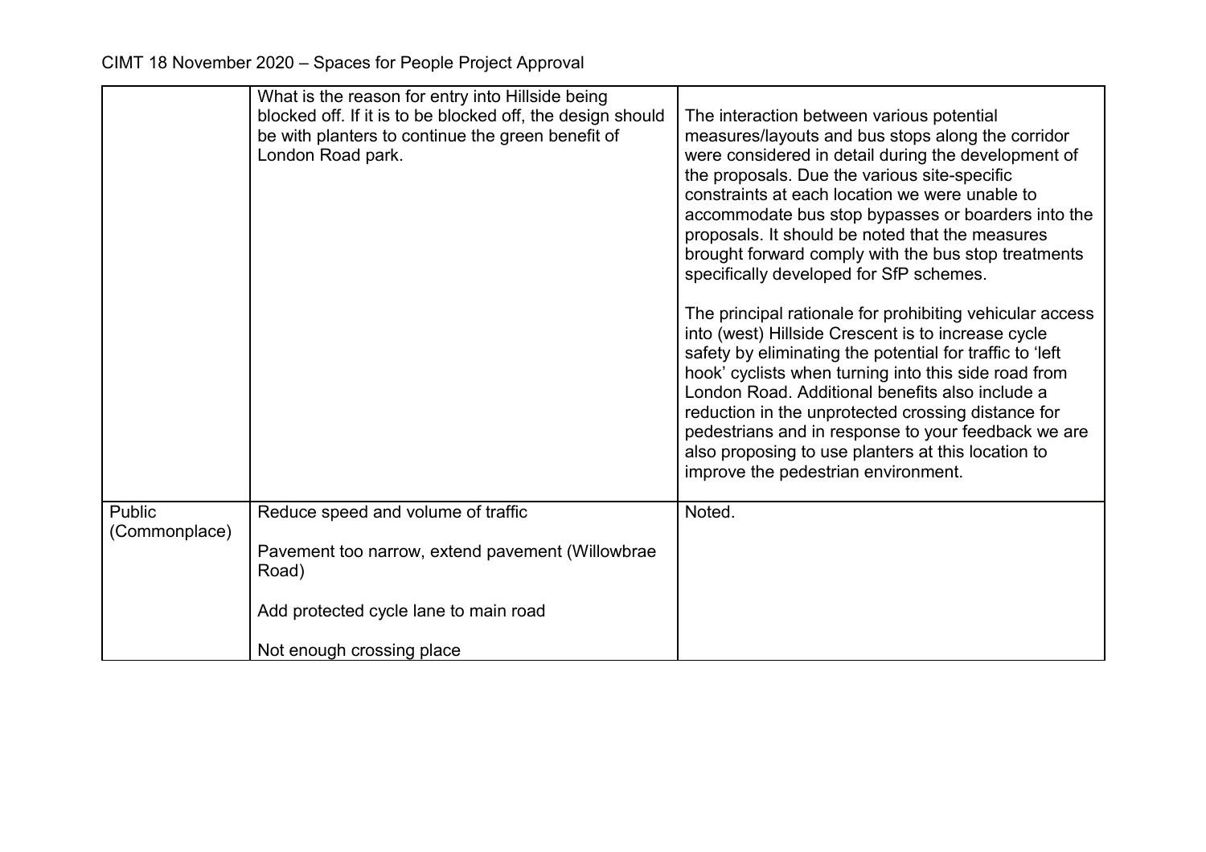| | | |
|---|---|---|
| | What is the reason for entry into Hillside being blocked off. If it is to be blocked off, the design should be with planters to continue the green benefit of London Road park. | The interaction between various potential measures/layouts and bus stops along the corridor were considered in detail during the development of the proposals. Due the various site-specific constraints at each location we were unable to accommodate bus stop bypasses or boarders into the proposals. It should be noted that the measures brought forward comply with the bus stop treatments specifically developed for SfP schemes.<br><br>The principal rationale for prohibiting vehicular access into (west) Hillside Crescent is to increase cycle safety by eliminating the potential for traffic to 'left hook' cyclists when turning into this side road from London Road. Additional benefits also include a reduction in the unprotected crossing distance for pedestrians and in response to your feedback we are also proposing to use planters at this location to improve the pedestrian environment. |
| Public (Commonplace) | Reduce speed and volume of traffic<br><br>Pavement too narrow, extend pavement (Willowbrae Road)<br><br>Add protected cycle lane to main road<br><br>Not enough crossing place | Noted. |